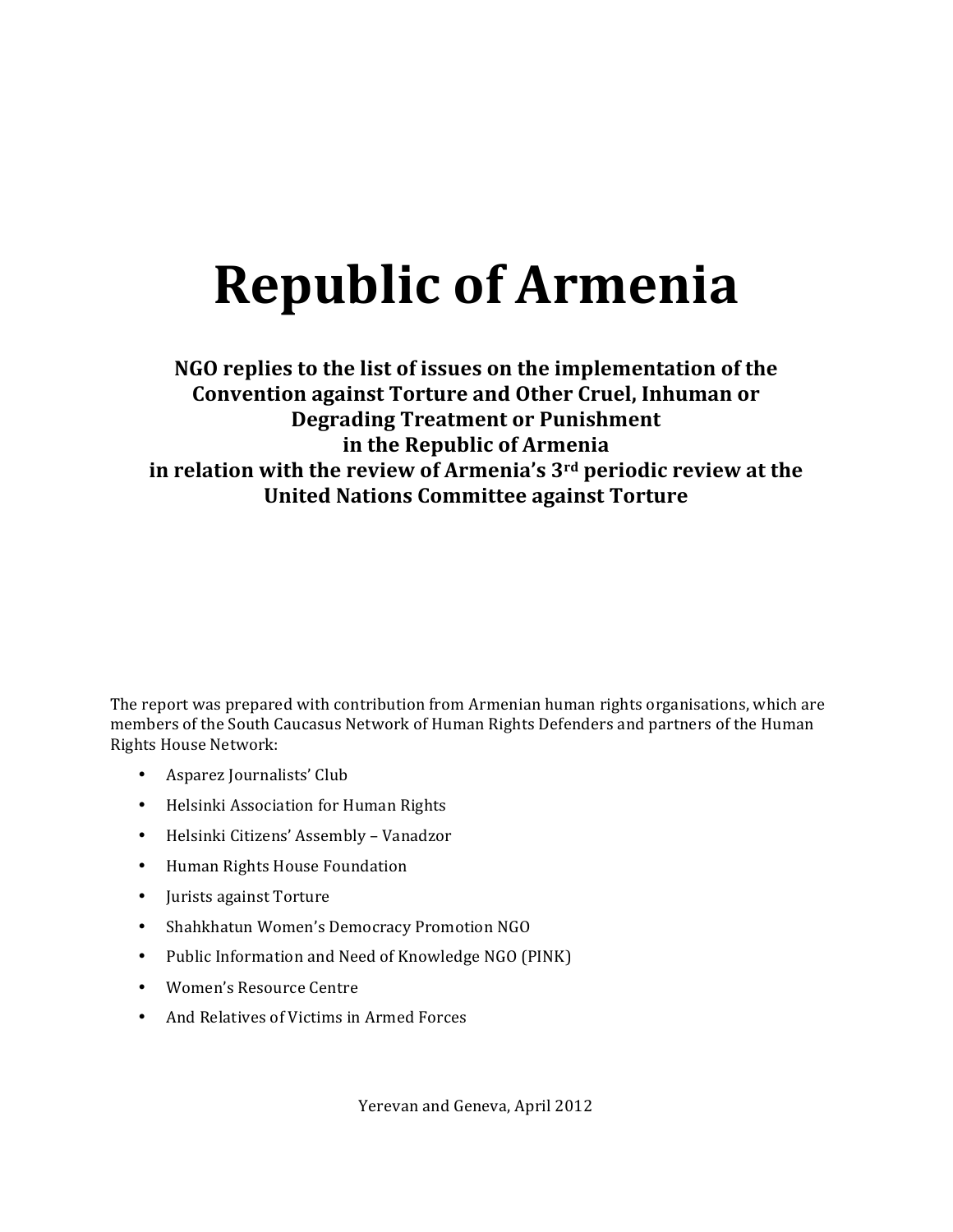# Republic of Armenia

**NGO replies to the list of issues on the implementation of the Convention against Torture and Other Cruel, Inhuman or Degrading Treatment or Punishment in the Republic of Armenia in relation with the review of Armenia's 3rd periodic review at the United Nations Committee against Torture**

The report was prepared with contribution from Armenian human rights organisations, which are members of the South Caucasus Network of Human Rights Defenders and partners of the Human Rights House Network:

- Asparez Journalists' Club
- Helsinki Association for Human Rights
- Helsinki Citizens' Assembly – Vanadzor
- Human Rights House Foundation
- Jurists against Torture
- Shahkhatun Women's Democracy Promotion NGO
- Public Information and Need of Knowledge NGO (PINK)
- Women's Resource Centre
- And Relatives of Victims in Armed Forces

Yerevan and Geneva, April 2012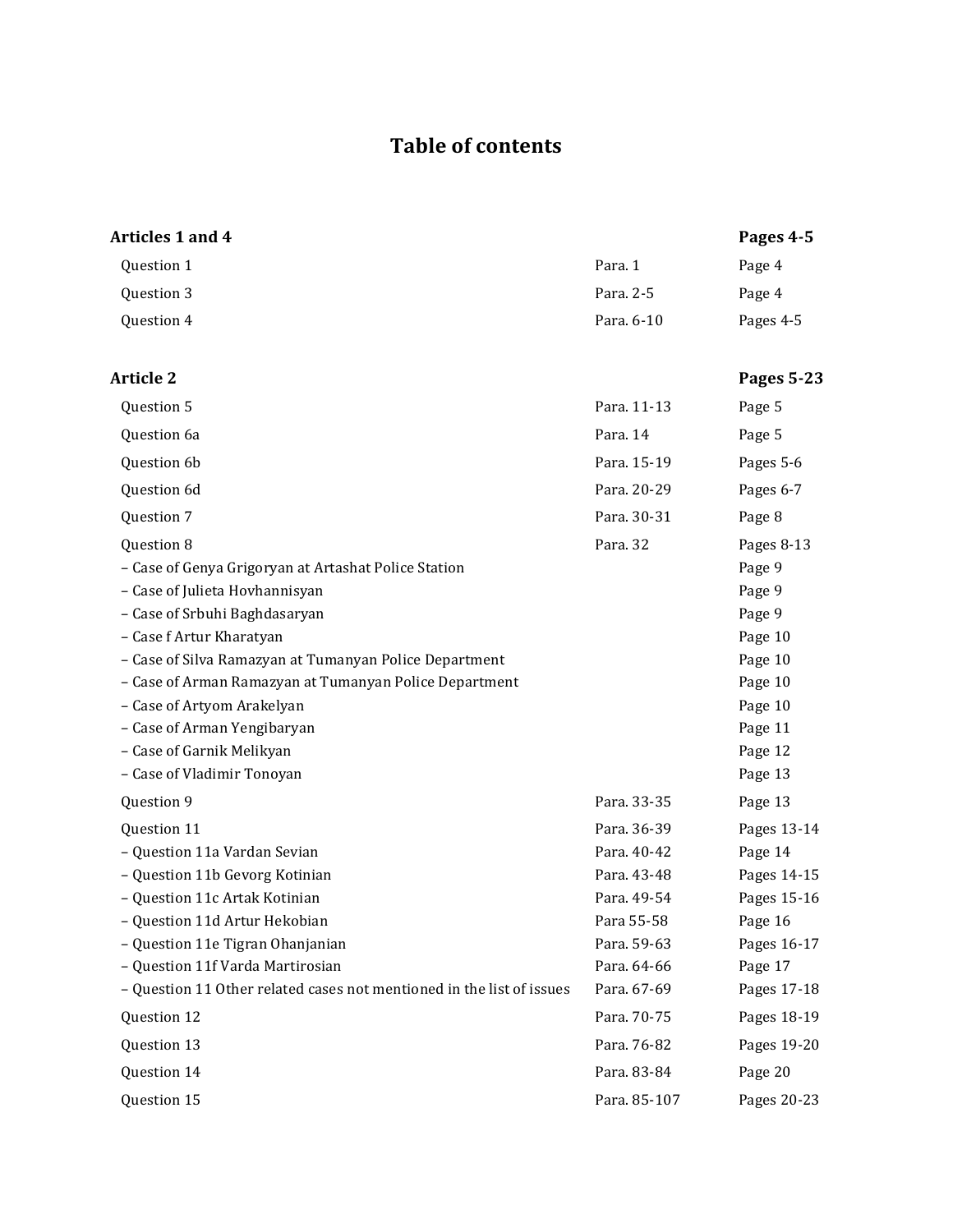# Table of contents

| | | |
|---|---|---|
| **Articles 1 and 4** | | **Pages 4-5** |
| Question 1 | Para. 1 | Page 4 |
| Question 3 | Para. 2-5 | Page 4 |
| Question 4 | Para. 6-10 | Pages 4-5 |
| **Article 2** | | **Pages 5-23** |
| Question 5 | Para. 11-13 | Page 5 |
| Question 6a | Para. 14 | Page 5 |
| Question 6b | Para. 15-19 | Pages 5-6 |
| Question 6d | Para. 20-29 | Pages 6-7 |
| Question 7 | Para. 30-31 | Page 8 |
| Question 8 | Para. 32 | Pages 8-13 |
| – Case of Genya Grigoryan at Artashat Police Station | | Page 9 |
| – Case of Julieta Hovhannisyan | | Page 9 |
| – Case of Srbuhi Baghdasaryan | | Page 9 |
| – Case f Artur Kharatyan | | Page 10 |
| – Case of Silva Ramazyan at Tumanyan Police Department | | Page 10 |
| – Case of Arman Ramazyan at Tumanyan Police Department | | Page 10 |
| – Case of Artyom Arakelyan | | Page 10 |
| – Case of Arman Yengibaryan | | Page 11 |
| – Case of Garnik Melikyan | | Page 12 |
| – Case of Vladimir Tonoyan | | Page 13 |
| Question 9 | Para. 33-35 | Page 13 |
| Question 11 | Para. 36-39 | Pages 13-14 |
| – Question 11a Vardan Sevian | Para. 40-42 | Page 14 |
| – Question 11b Gevorg Kotinian | Para. 43-48 | Pages 14-15 |
| – Question 11c Artak Kotinian | Para. 49-54 | Pages 15-16 |
| – Question 11d Artur Hekobian | Para 55-58 | Page 16 |
| – Question 11e Tigran Ohanjanian | Para. 59-63 | Pages 16-17 |
| – Question 11f Varda Martirosian | Para. 64-66 | Page 17 |
| – Question 11 Other related cases not mentioned in the list of issues | Para. 67-69 | Pages 17-18 |
| Question 12 | Para. 70-75 | Pages 18-19 |
| Question 13 | Para. 76-82 | Pages 19-20 |
| Question 14 | Para. 83-84 | Page 20 |
| Question 15 | Para. 85-107 | Pages 20-23 |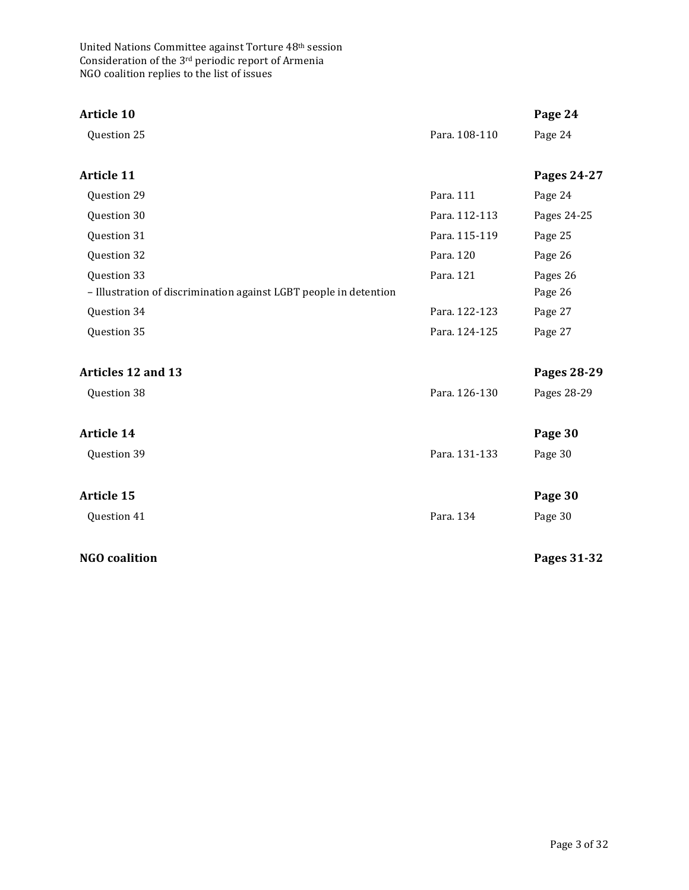| | | |
|---|---|---|
| **Article 10** | | **Page 24** |
| Question 25 | Para. 108-110 | Page 24 |
| **Article 11** | | **Pages 24-27** |
| Question 29 | Para. 111 | Page 24 |
| Question 30 | Para. 112-113 | Pages 24-25 |
| Question 31 | Para. 115-119 | Page 25 |
| Question 32 | Para. 120 | Page 26 |
| Question 33 | Para. 121 | Pages 26 |
| – Illustration of discrimination against LGBT people in detention | | Page 26 |
| Question 34 | Para. 122-123 | Page 27 |
| Question 35 | Para. 124-125 | Page 27 |
| **Articles 12 and 13** | | **Pages 28-29** |
| Question 38 | Para. 126-130 | Pages 28-29 |
| **Article 14** | | **Page 30** |
| Question 39 | Para. 131-133 | Page 30 |
| **Article 15** | | **Page 30** |
| Question 41 | Para. 134 | Page 30 |
| **NGO coalition** | | **Pages 31-32** |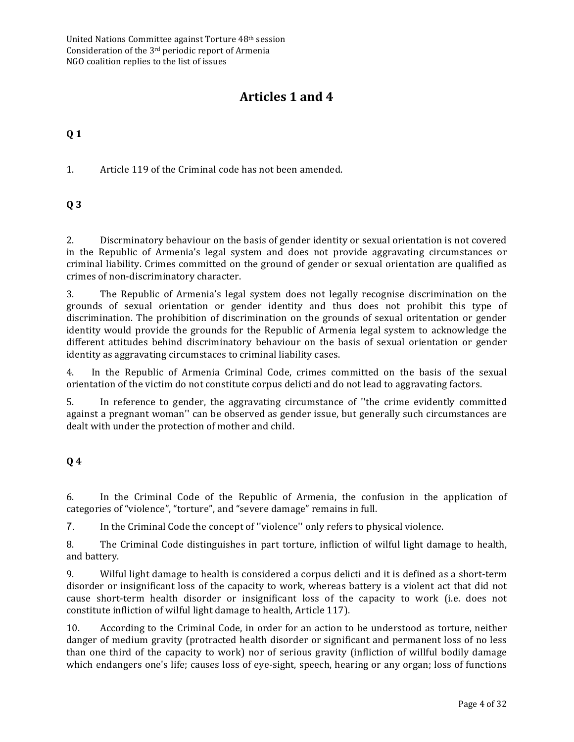# Articles 1 and 4

**Q 1**

1. Article 119 of the Criminal code has not been amended.

**Q 3**

2. Discrminatory behaviour on the basis of gender identity or sexual orientation is not covered in the Republic of Armenia's legal system and does not provide aggravating circumstances or criminal liability. Crimes committed on the ground of gender or sexual orientation are qualified as crimes of non-discriminatory character.

3. The Republic of Armenia's legal system does not legally recognise discrimination on the grounds of sexual orientation or gender identity and thus does not prohibit this type of discrimination. The prohibition of discrimination on the grounds of sexual oritentation or gender identity would provide the grounds for the Republic of Armenia legal system to acknowledge the different attitudes behind discriminatory behaviour on the basis of sexual orientation or gender identity as aggravating circumstaces to criminal liability cases.

4. In the Republic of Armenia Criminal Code, crimes committed on the basis of the sexual orientation of the victim do not constitute corpus delicti and do not lead to aggravating factors.

5. In reference to gender, the aggravating circumstance of ''the crime evidently committed against a pregnant woman'' can be observed as gender issue, but generally such circumstances are dealt with under the protection of mother and child.

**Q 4**

6. In the Criminal Code of the Republic of Armenia, the confusion in the application of categories of "violence", "torture", and "severe damage" remains in full.

7. In the Criminal Code the concept of ''violence'' only refers to physical violence.

8. The Criminal Code distinguishes in part torture, infliction of wilful light damage to health, and battery.

9. Wilful light damage to health is considered a corpus delicti and it is defined as a short-term disorder or insignificant loss of the capacity to work, whereas battery is a violent act that did not cause short-term health disorder or insignificant loss of the capacity to work (i.e. does not constitute infliction of wilful light damage to health, Article 117).

10. According to the Criminal Code, in order for an action to be understood as torture, neither danger of medium gravity (protracted health disorder or significant and permanent loss of no less than one third of the capacity to work) nor of serious gravity (infliction of willful bodily damage which endangers one's life; causes loss of eye-sight, speech, hearing or any organ; loss of functions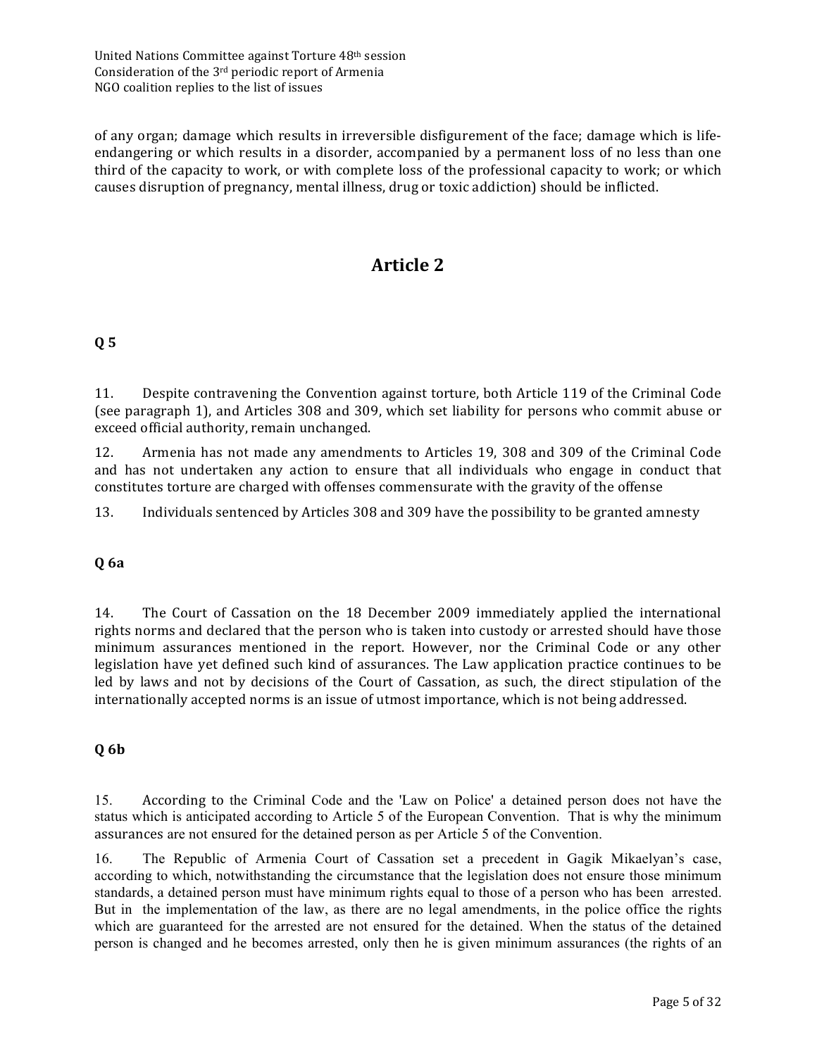of any organ; damage which results in irreversible disfigurement of the face; damage which is life-endangering or which results in a disorder, accompanied by a permanent loss of no less than one third of the capacity to work, or with complete loss of the professional capacity to work; or which causes disruption of pregnancy, mental illness, drug or toxic addiction) should be inflicted.

## Article 2

### Q 5

11. Despite contravening the Convention against torture, both Article 119 of the Criminal Code (see paragraph 1), and Articles 308 and 309, which set liability for persons who commit abuse or exceed official authority, remain unchanged.

12. Armenia has not made any amendments to Articles 19, 308 and 309 of the Criminal Code and has not undertaken any action to ensure that all individuals who engage in conduct that constitutes torture are charged with offenses commensurate with the gravity of the offense

13. Individuals sentenced by Articles 308 and 309 have the possibility to be granted amnesty

### Q 6a

14. The Court of Cassation on the 18 December 2009 immediately applied the international rights norms and declared that the person who is taken into custody or arrested should have those minimum assurances mentioned in the report. However, nor the Criminal Code or any other legislation have yet defined such kind of assurances. The Law application practice continues to be led by laws and not by decisions of the Court of Cassation, as such, the direct stipulation of the internationally accepted norms is an issue of utmost importance, which is not being addressed.

### Q 6b

15. According to the Criminal Code and the 'Law on Police' a detained person does not have the status which is anticipated according to Article 5 of the European Convention. That is why the minimum assurances are not ensured for the detained person as per Article 5 of the Convention.

16. The Republic of Armenia Court of Cassation set a precedent in Gagik Mikaelyan's case, according to which, notwithstanding the circumstance that the legislation does not ensure those minimum standards, a detained person must have minimum rights equal to those of a person who has been arrested. But in the implementation of the law, as there are no legal amendments, in the police office the rights which are guaranteed for the arrested are not ensured for the detained. When the status of the detained person is changed and he becomes arrested, only then he is given minimum assurances (the rights of an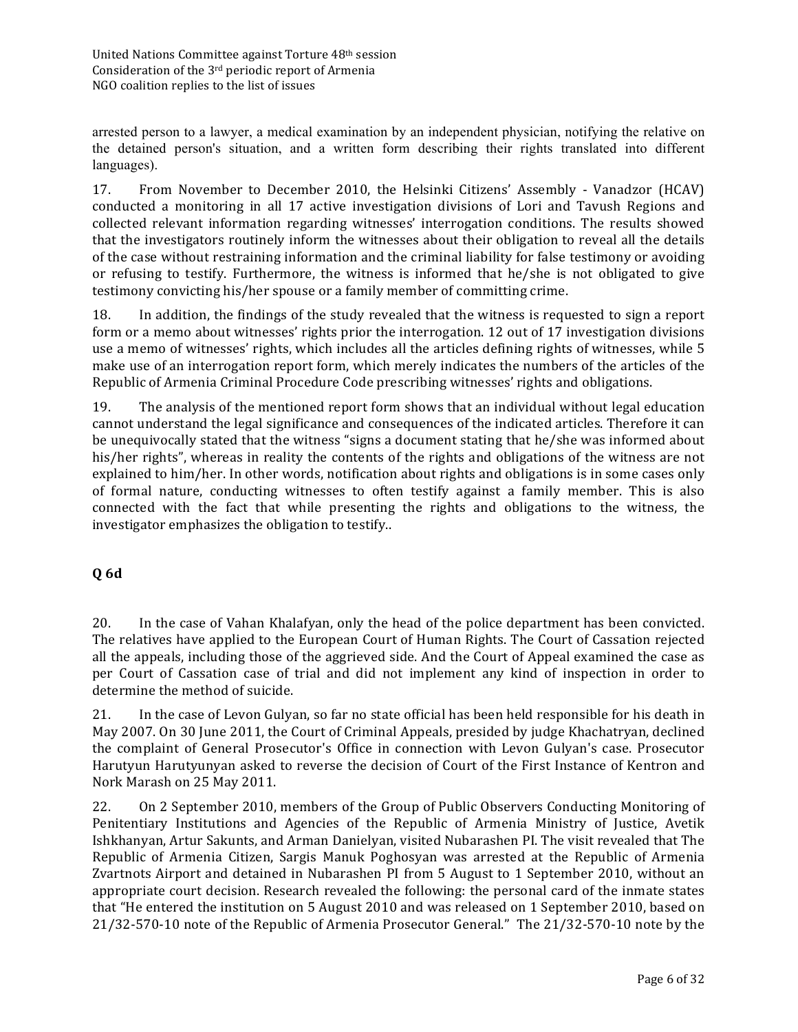arrested person to a lawyer, a medical examination by an independent physician, notifying the relative on the detained person's situation, and a written form describing their rights translated into different languages).

17. From November to December 2010, the Helsinki Citizens' Assembly - Vanadzor (HCAV) conducted a monitoring in all 17 active investigation divisions of Lori and Tavush Regions and collected relevant information regarding witnesses' interrogation conditions. The results showed that the investigators routinely inform the witnesses about their obligation to reveal all the details of the case without restraining information and the criminal liability for false testimony or avoiding or refusing to testify. Furthermore, the witness is informed that he/she is not obligated to give testimony convicting his/her spouse or a family member of committing crime.

18. In addition, the findings of the study revealed that the witness is requested to sign a report form or a memo about witnesses' rights prior the interrogation. 12 out of 17 investigation divisions use a memo of witnesses' rights, which includes all the articles defining rights of witnesses, while 5 make use of an interrogation report form, which merely indicates the numbers of the articles of the Republic of Armenia Criminal Procedure Code prescribing witnesses' rights and obligations.

19. The analysis of the mentioned report form shows that an individual without legal education cannot understand the legal significance and consequences of the indicated articles. Therefore it can be unequivocally stated that the witness "signs a document stating that he/she was informed about his/her rights", whereas in reality the contents of the rights and obligations of the witness are not explained to him/her. In other words, notification about rights and obligations is in some cases only of formal nature, conducting witnesses to often testify against a family member. This is also connected with the fact that while presenting the rights and obligations to the witness, the investigator emphasizes the obligation to testify..

**Q 6d**

20. In the case of Vahan Khalafyan, only the head of the police department has been convicted. The relatives have applied to the European Court of Human Rights. The Court of Cassation rejected all the appeals, including those of the aggrieved side. And the Court of Appeal examined the case as per Court of Cassation case of trial and did not implement any kind of inspection in order to determine the method of suicide.

21. In the case of Levon Gulyan, so far no state official has been held responsible for his death in May 2007. On 30 June 2011, the Court of Criminal Appeals, presided by judge Khachatryan, declined the complaint of General Prosecutor's Office in connection with Levon Gulyan's case. Prosecutor Harutyun Harutyunyan asked to reverse the decision of Court of the First Instance of Kentron and Nork Marash on 25 May 2011.

22. On 2 September 2010, members of the Group of Public Observers Conducting Monitoring of Penitentiary Institutions and Agencies of the Republic of Armenia Ministry of Justice, Avetik Ishkhanyan, Artur Sakunts, and Arman Danielyan, visited Nubarashen PI. The visit revealed that The Republic of Armenia Citizen, Sargis Manuk Poghosyan was arrested at the Republic of Armenia Zvartnots Airport and detained in Nubarashen PI from 5 August to 1 September 2010, without an appropriate court decision. Research revealed the following: the personal card of the inmate states that "He entered the institution on 5 August 2010 and was released on 1 September 2010, based on 21/32-570-10 note of the Republic of Armenia Prosecutor General." The 21/32-570-10 note by the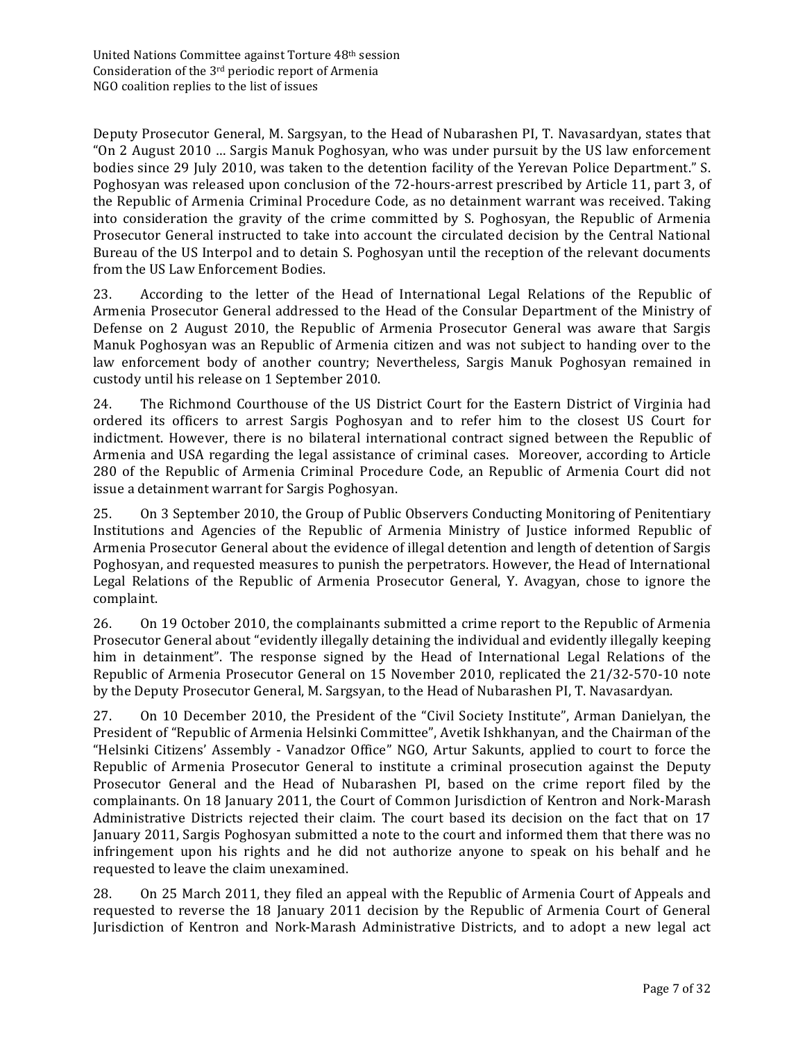Deputy Prosecutor General, M. Sargsyan, to the Head of Nubarashen PI, T. Navasardyan, states that "On 2 August 2010 … Sargis Manuk Poghosyan, who was under pursuit by the US law enforcement bodies since 29 July 2010, was taken to the detention facility of the Yerevan Police Department." S. Poghosyan was released upon conclusion of the 72-hours-arrest prescribed by Article 11, part 3, of the Republic of Armenia Criminal Procedure Code, as no detainment warrant was received. Taking into consideration the gravity of the crime committed by S. Poghosyan, the Republic of Armenia Prosecutor General instructed to take into account the circulated decision by the Central National Bureau of the US Interpol and to detain S. Poghosyan until the reception of the relevant documents from the US Law Enforcement Bodies.

23. According to the letter of the Head of International Legal Relations of the Republic of Armenia Prosecutor General addressed to the Head of the Consular Department of the Ministry of Defense on 2 August 2010, the Republic of Armenia Prosecutor General was aware that Sargis Manuk Poghosyan was an Republic of Armenia citizen and was not subject to handing over to the law enforcement body of another country; Nevertheless, Sargis Manuk Poghosyan remained in custody until his release on 1 September 2010.

24. The Richmond Courthouse of the US District Court for the Eastern District of Virginia had ordered its officers to arrest Sargis Poghosyan and to refer him to the closest US Court for indictment. However, there is no bilateral international contract signed between the Republic of Armenia and USA regarding the legal assistance of criminal cases. Moreover, according to Article 280 of the Republic of Armenia Criminal Procedure Code, an Republic of Armenia Court did not issue a detainment warrant for Sargis Poghosyan.

25. On 3 September 2010, the Group of Public Observers Conducting Monitoring of Penitentiary Institutions and Agencies of the Republic of Armenia Ministry of Justice informed Republic of Armenia Prosecutor General about the evidence of illegal detention and length of detention of Sargis Poghosyan, and requested measures to punish the perpetrators. However, the Head of International Legal Relations of the Republic of Armenia Prosecutor General, Y. Avagyan, chose to ignore the complaint.

26. On 19 October 2010, the complainants submitted a crime report to the Republic of Armenia Prosecutor General about "evidently illegally detaining the individual and evidently illegally keeping him in detainment". The response signed by the Head of International Legal Relations of the Republic of Armenia Prosecutor General on 15 November 2010, replicated the 21/32-570-10 note by the Deputy Prosecutor General, M. Sargsyan, to the Head of Nubarashen PI, T. Navasardyan.

27. On 10 December 2010, the President of the "Civil Society Institute", Arman Danielyan, the President of "Republic of Armenia Helsinki Committee", Avetik Ishkhanyan, and the Chairman of the "Helsinki Citizens' Assembly - Vanadzor Office" NGO, Artur Sakunts, applied to court to force the Republic of Armenia Prosecutor General to institute a criminal prosecution against the Deputy Prosecutor General and the Head of Nubarashen PI, based on the crime report filed by the complainants. On 18 January 2011, the Court of Common Jurisdiction of Kentron and Nork-Marash Administrative Districts rejected their claim. The court based its decision on the fact that on 17 January 2011, Sargis Poghosyan submitted a note to the court and informed them that there was no infringement upon his rights and he did not authorize anyone to speak on his behalf and he requested to leave the claim unexamined.

28. On 25 March 2011, they filed an appeal with the Republic of Armenia Court of Appeals and requested to reverse the 18 January 2011 decision by the Republic of Armenia Court of General Jurisdiction of Kentron and Nork-Marash Administrative Districts, and to adopt a new legal act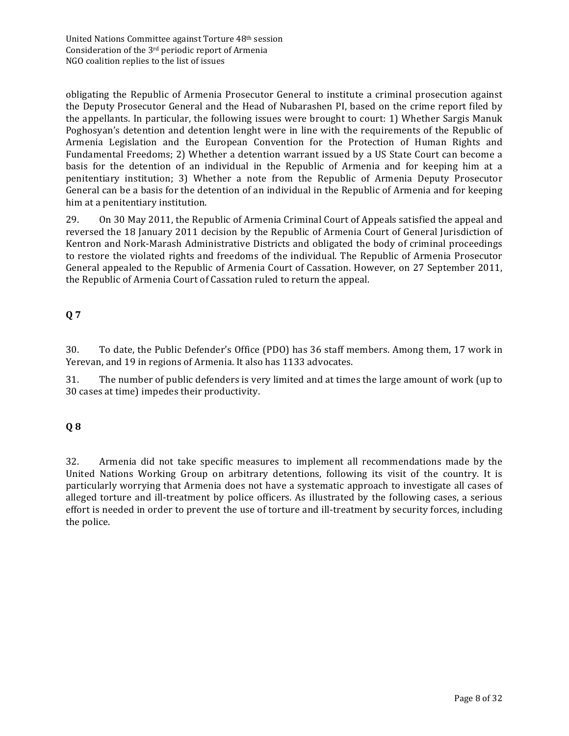obligating the Republic of Armenia Prosecutor General to institute a criminal prosecution against the Deputy Prosecutor General and the Head of Nubarashen PI, based on the crime report filed by the appellants. In particular, the following issues were brought to court: 1) Whether Sargis Manuk Poghosyan's detention and detention lenght were in line with the requirements of the Republic of Armenia Legislation and the European Convention for the Protection of Human Rights and Fundamental Freedoms; 2) Whether a detention warrant issued by a US State Court can become a basis for the detention of an individual in the Republic of Armenia and for keeping him at a penitentiary institution; 3) Whether a note from the Republic of Armenia Deputy Prosecutor General can be a basis for the detention of an individual in the Republic of Armenia and for keeping him at a penitentiary institution.

29. On 30 May 2011, the Republic of Armenia Criminal Court of Appeals satisfied the appeal and reversed the 18 January 2011 decision by the Republic of Armenia Court of General Jurisdiction of Kentron and Nork-Marash Administrative Districts and obligated the body of criminal proceedings to restore the violated rights and freedoms of the individual. The Republic of Armenia Prosecutor General appealed to the Republic of Armenia Court of Cassation. However, on 27 September 2011, the Republic of Armenia Court of Cassation ruled to return the appeal.

**Q 7**

30. To date, the Public Defender's Office (PDO) has 36 staff members. Among them, 17 work in Yerevan, and 19 in regions of Armenia. It also has 1133 advocates.

31. The number of public defenders is very limited and at times the large amount of work (up to 30 cases at time) impedes their productivity.

**Q 8**

32. Armenia did not take specific measures to implement all recommendations made by the United Nations Working Group on arbitrary detentions, following its visit of the country. It is particularly worrying that Armenia does not have a systematic approach to investigate all cases of alleged torture and ill-treatment by police officers. As illustrated by the following cases, a serious effort is needed in order to prevent the use of torture and ill-treatment by security forces, including the police.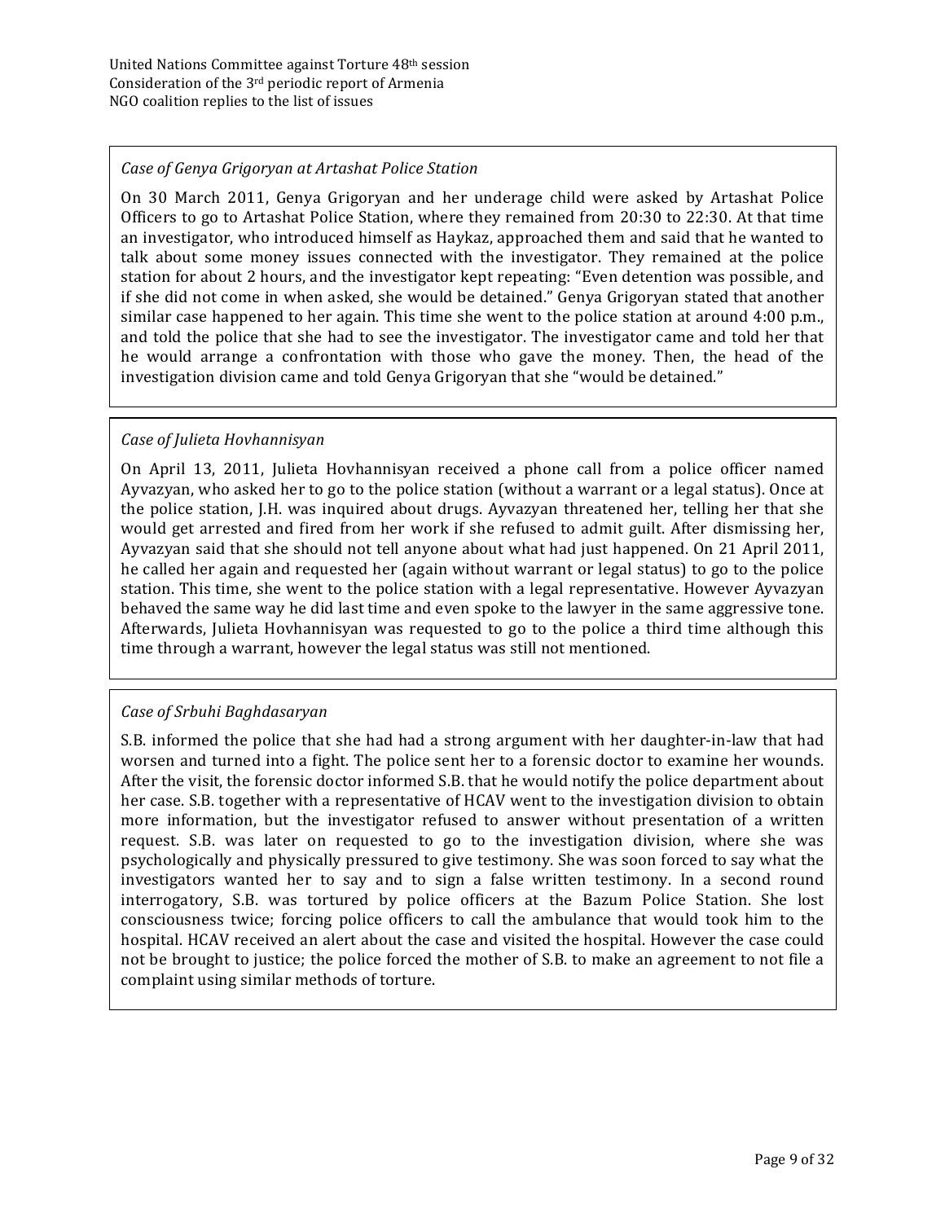*Case of Genya Grigoryan at Artashat Police Station*

On 30 March 2011, Genya Grigoryan and her underage child were asked by Artashat Police Officers to go to Artashat Police Station, where they remained from 20:30 to 22:30. At that time an investigator, who introduced himself as Haykaz, approached them and said that he wanted to talk about some money issues connected with the investigator. They remained at the police station for about 2 hours, and the investigator kept repeating: "Even detention was possible, and if she did not come in when asked, she would be detained." Genya Grigoryan stated that another similar case happened to her again. This time she went to the police station at around 4:00 p.m., and told the police that she had to see the investigator. The investigator came and told her that he would arrange a confrontation with those who gave the money. Then, the head of the investigation division came and told Genya Grigoryan that she "would be detained."

*Case of Julieta Hovhannisyan*

On April 13, 2011, Julieta Hovhannisyan received a phone call from a police officer named Ayvazyan, who asked her to go to the police station (without a warrant or a legal status). Once at the police station, J.H. was inquired about drugs. Ayvazyan threatened her, telling her that she would get arrested and fired from her work if she refused to admit guilt. After dismissing her, Ayvazyan said that she should not tell anyone about what had just happened. On 21 April 2011, he called her again and requested her (again without warrant or legal status) to go to the police station. This time, she went to the police station with a legal representative. However Ayvazyan behaved the same way he did last time and even spoke to the lawyer in the same aggressive tone. Afterwards, Julieta Hovhannisyan was requested to go to the police a third time although this time through a warrant, however the legal status was still not mentioned.

*Case of Srbuhi Baghdasaryan*

S.B. informed the police that she had had a strong argument with her daughter-in-law that had worsen and turned into a fight. The police sent her to a forensic doctor to examine her wounds. After the visit, the forensic doctor informed S.B. that he would notify the police department about her case. S.B. together with a representative of HCAV went to the investigation division to obtain more information, but the investigator refused to answer without presentation of a written request. S.B. was later on requested to go to the investigation division, where she was psychologically and physically pressured to give testimony. She was soon forced to say what the investigators wanted her to say and to sign a false written testimony. In a second round interrogatory, S.B. was tortured by police officers at the Bazum Police Station. She lost consciousness twice; forcing police officers to call the ambulance that would took him to the hospital. HCAV received an alert about the case and visited the hospital. However the case could not be brought to justice; the police forced the mother of S.B. to make an agreement to not file a complaint using similar methods of torture.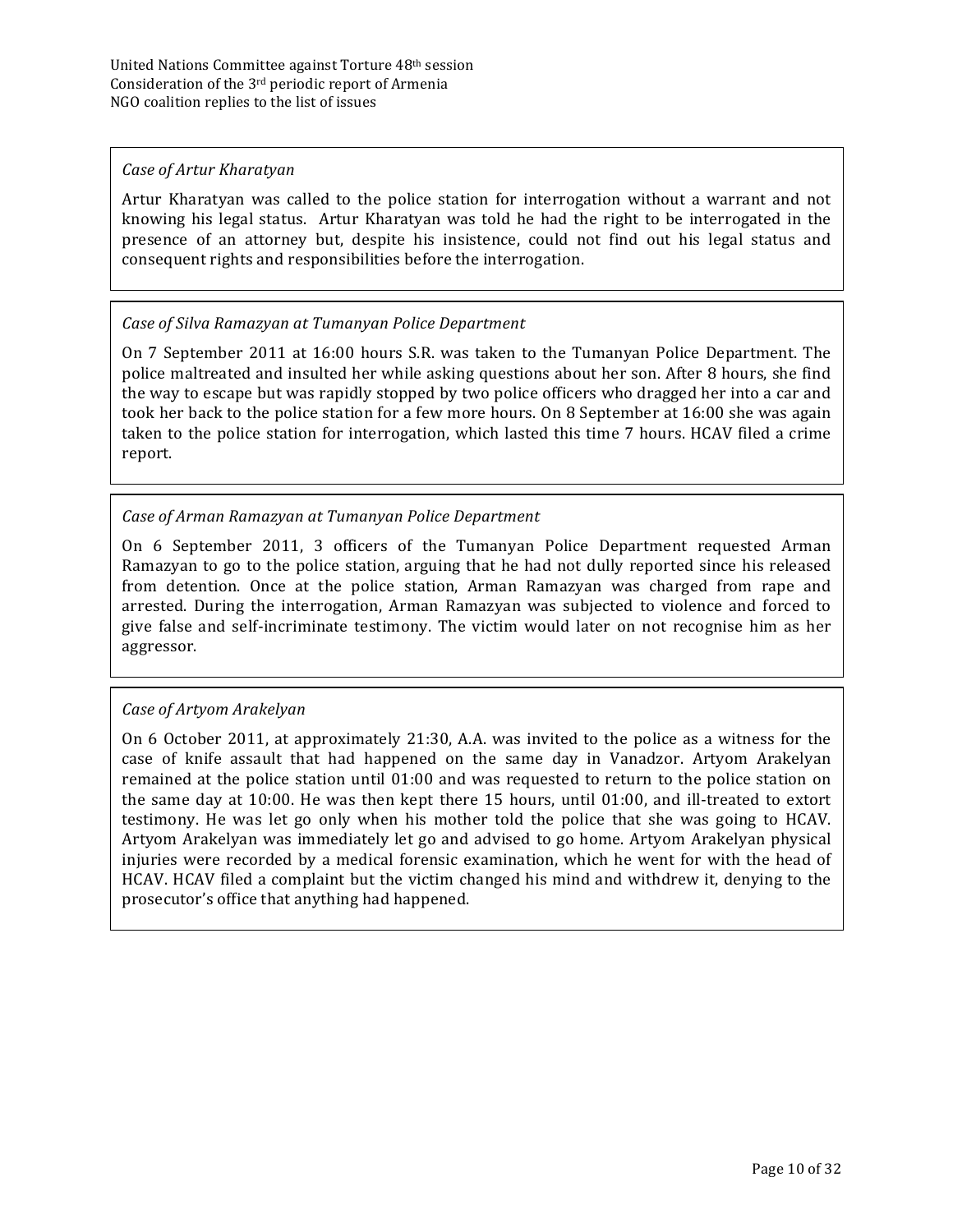*Case of Artur Kharatyan*

Artur Kharatyan was called to the police station for interrogation without a warrant and not knowing his legal status. Artur Kharatyan was told he had the right to be interrogated in the presence of an attorney but, despite his insistence, could not find out his legal status and consequent rights and responsibilities before the interrogation.

*Case of Silva Ramazyan at Tumanyan Police Department*

On 7 September 2011 at 16:00 hours S.R. was taken to the Tumanyan Police Department. The police maltreated and insulted her while asking questions about her son. After 8 hours, she find the way to escape but was rapidly stopped by two police officers who dragged her into a car and took her back to the police station for a few more hours. On 8 September at 16:00 she was again taken to the police station for interrogation, which lasted this time 7 hours. HCAV filed a crime report.

*Case of Arman Ramazyan at Tumanyan Police Department*

On 6 September 2011, 3 officers of the Tumanyan Police Department requested Arman Ramazyan to go to the police station, arguing that he had not dully reported since his released from detention. Once at the police station, Arman Ramazyan was charged from rape and arrested. During the interrogation, Arman Ramazyan was subjected to violence and forced to give false and self-incriminate testimony. The victim would later on not recognise him as her aggressor.

*Case of Artyom Arakelyan*

On 6 October 2011, at approximately 21:30, A.A. was invited to the police as a witness for the case of knife assault that had happened on the same day in Vanadzor. Artyom Arakelyan remained at the police station until 01:00 and was requested to return to the police station on the same day at 10:00. He was then kept there 15 hours, until 01:00, and ill-treated to extort testimony. He was let go only when his mother told the police that she was going to HCAV. Artyom Arakelyan was immediately let go and advised to go home. Artyom Arakelyan physical injuries were recorded by a medical forensic examination, which he went for with the head of HCAV. HCAV filed a complaint but the victim changed his mind and withdrew it, denying to the prosecutor's office that anything had happened.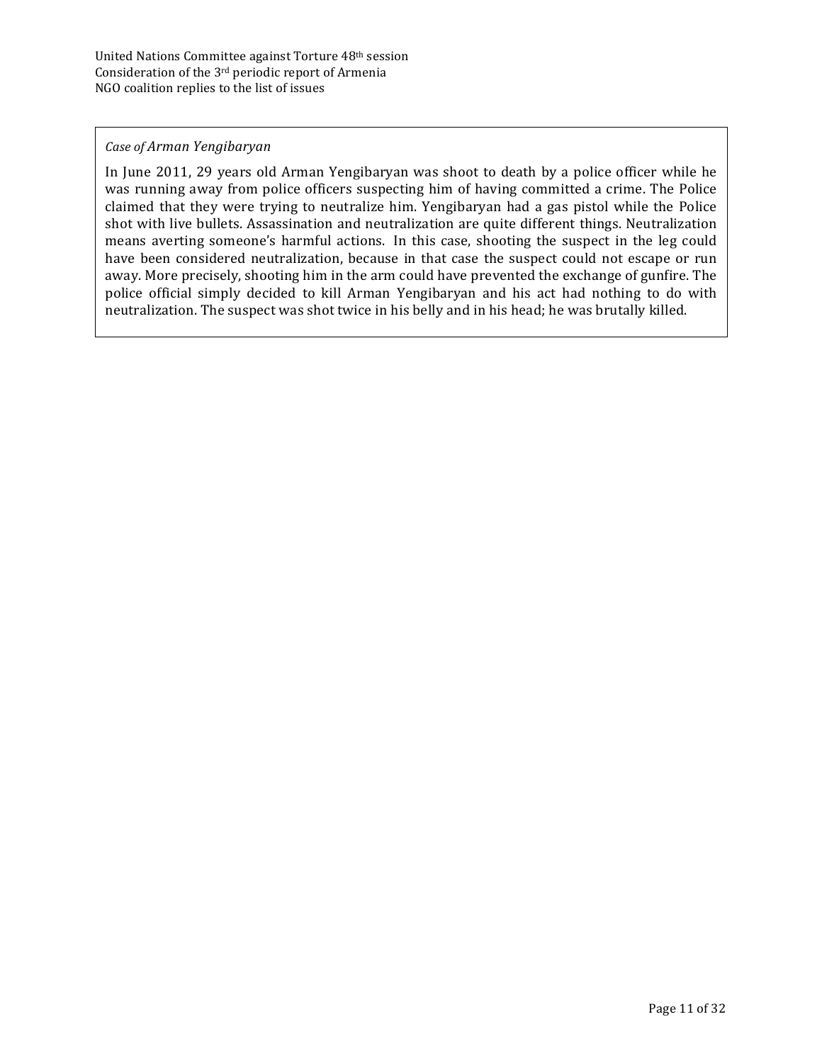*Case of Arman Yengibaryan*

In June 2011, 29 years old Arman Yengibaryan was shoot to death by a police officer while he was running away from police officers suspecting him of having committed a crime. The Police claimed that they were trying to neutralize him. Yengibaryan had a gas pistol while the Police shot with live bullets. Assassination and neutralization are quite different things. Neutralization means averting someone's harmful actions. In this case, shooting the suspect in the leg could have been considered neutralization, because in that case the suspect could not escape or run away. More precisely, shooting him in the arm could have prevented the exchange of gunfire. The police official simply decided to kill Arman Yengibaryan and his act had nothing to do with neutralization. The suspect was shot twice in his belly and in his head; he was brutally killed.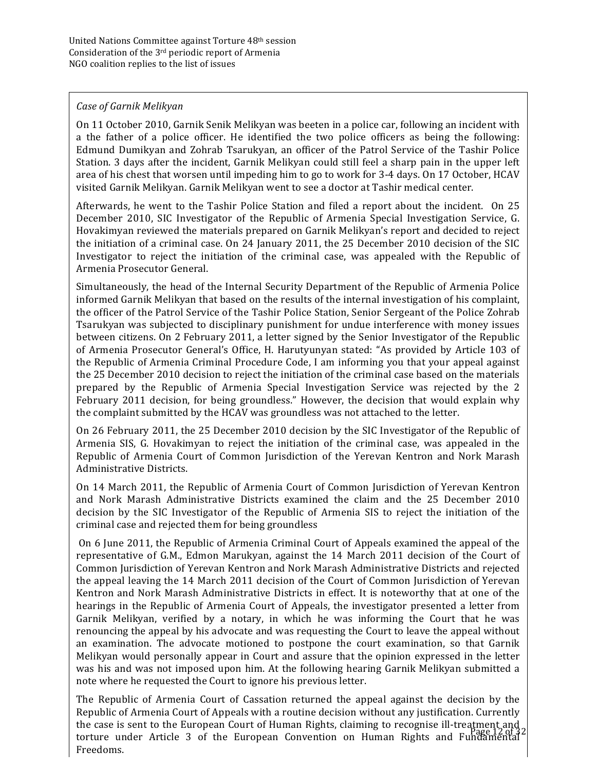*Case of Garnik Melikyan*

On 11 October 2010, Garnik Senik Melikyan was beeten in a police car, following an incident with a the father of a police officer. He identified the two police officers as being the following: Edmund Dumikyan and Zohrab Tsarukyan, an officer of the Patrol Service of the Tashir Police Station. 3 days after the incident, Garnik Melikyan could still feel a sharp pain in the upper left area of his chest that worsen until impeding him to go to work for 3-4 days. On 17 October, HCAV visited Garnik Melikyan. Garnik Melikyan went to see a doctor at Tashir medical center.

Afterwards, he went to the Tashir Police Station and filed a report about the incident. On 25 December 2010, SIC Investigator of the Republic of Armenia Special Investigation Service, G. Hovakimyan reviewed the materials prepared on Garnik Melikyan's report and decided to reject the initiation of a criminal case. On 24 January 2011, the 25 December 2010 decision of the SIC Investigator to reject the initiation of the criminal case, was appealed with the Republic of Armenia Prosecutor General.

Simultaneously, the head of the Internal Security Department of the Republic of Armenia Police informed Garnik Melikyan that based on the results of the internal investigation of his complaint, the officer of the Patrol Service of the Tashir Police Station, Senior Sergeant of the Police Zohrab Tsarukyan was subjected to disciplinary punishment for undue interference with money issues between citizens. On 2 February 2011, a letter signed by the Senior Investigator of the Republic of Armenia Prosecutor General's Office, H. Harutyunyan stated: "As provided by Article 103 of the Republic of Armenia Criminal Procedure Code, I am informing you that your appeal against the 25 December 2010 decision to reject the initiation of the criminal case based on the materials prepared by the Republic of Armenia Special Investigation Service was rejected by the 2 February 2011 decision, for being groundless." However, the decision that would explain why the complaint submitted by the HCAV was groundless was not attached to the letter.

On 26 February 2011, the 25 December 2010 decision by the SIC Investigator of the Republic of Armenia SIS, G. Hovakimyan to reject the initiation of the criminal case, was appealed in the Republic of Armenia Court of Common Jurisdiction of the Yerevan Kentron and Nork Marash Administrative Districts.

On 14 March 2011, the Republic of Armenia Court of Common Jurisdiction of Yerevan Kentron and Nork Marash Administrative Districts examined the claim and the 25 December 2010 decision by the SIC Investigator of the Republic of Armenia SIS to reject the initiation of the criminal case and rejected them for being groundless

On 6 June 2011, the Republic of Armenia Criminal Court of Appeals examined the appeal of the representative of G.M., Edmon Marukyan, against the 14 March 2011 decision of the Court of Common Jurisdiction of Yerevan Kentron and Nork Marash Administrative Districts and rejected the appeal leaving the 14 March 2011 decision of the Court of Common Jurisdiction of Yerevan Kentron and Nork Marash Administrative Districts in effect. It is noteworthy that at one of the hearings in the Republic of Armenia Court of Appeals, the investigator presented a letter from Garnik Melikyan, verified by a notary, in which he was informing the Court that he was renouncing the appeal by his advocate and was requesting the Court to leave the appeal without an examination. The advocate motioned to postpone the court examination, so that Garnik Melikyan would personally appear in Court and assure that the opinion expressed in the letter was his and was not imposed upon him. At the following hearing Garnik Melikyan submitted a note where he requested the Court to ignore his previous letter.

The Republic of Armenia Court of Cassation returned the appeal against the decision by the Republic of Armenia Court of Appeals with a routine decision without any justification. Currently the case is sent to the European Court of Human Rights, claiming to recognise ill-treatment and torture under Article 3 of the European Convention on Human Rights and Fundamental Freedoms.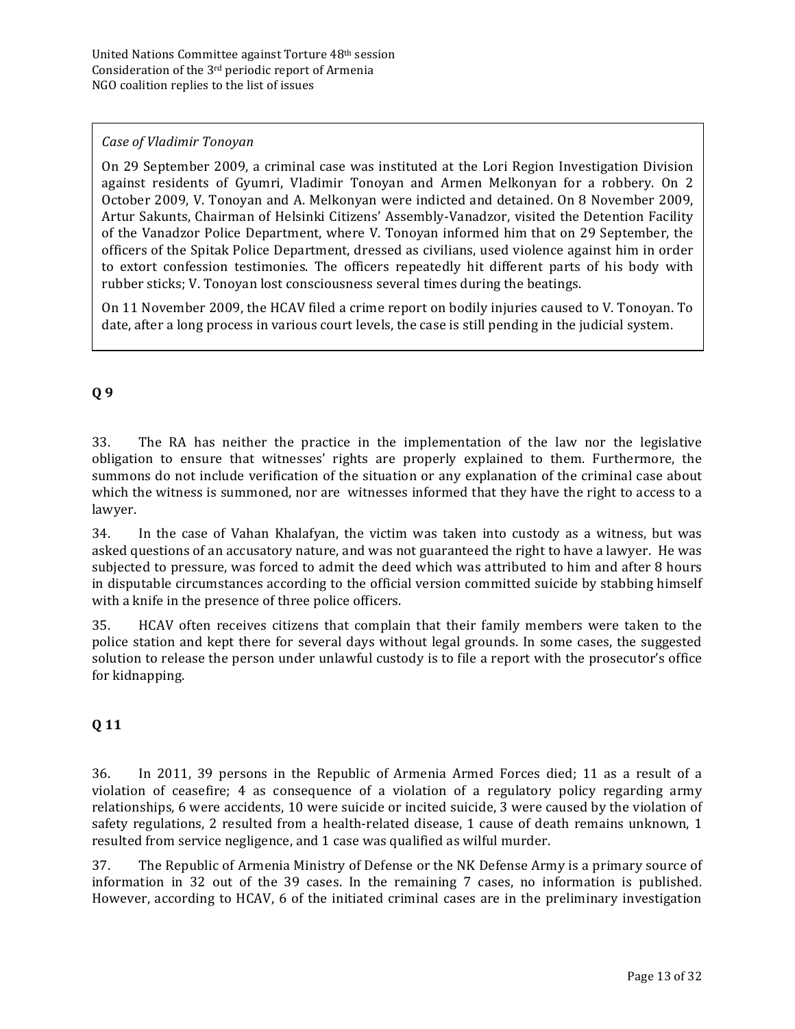*Case of Vladimir Tonoyan*

On 29 September 2009, a criminal case was instituted at the Lori Region Investigation Division against residents of Gyumri, Vladimir Tonoyan and Armen Melkonyan for a robbery. On 2 October 2009, V. Tonoyan and A. Melkonyan were indicted and detained. On 8 November 2009, Artur Sakunts, Chairman of Helsinki Citizens' Assembly-Vanadzor, visited the Detention Facility of the Vanadzor Police Department, where V. Tonoyan informed him that on 29 September, the officers of the Spitak Police Department, dressed as civilians, used violence against him in order to extort confession testimonies. The officers repeatedly hit different parts of his body with rubber sticks; V. Tonoyan lost consciousness several times during the beatings.

On 11 November 2009, the HCAV filed a crime report on bodily injuries caused to V. Tonoyan. To date, after a long process in various court levels, the case is still pending in the judicial system.

## Q 9

33. The RA has neither the practice in the implementation of the law nor the legislative obligation to ensure that witnesses' rights are properly explained to them. Furthermore, the summons do not include verification of the situation or any explanation of the criminal case about which the witness is summoned, nor are witnesses informed that they have the right to access to a lawyer.

34. In the case of Vahan Khalafyan, the victim was taken into custody as a witness, but was asked questions of an accusatory nature, and was not guaranteed the right to have a lawyer. He was subjected to pressure, was forced to admit the deed which was attributed to him and after 8 hours in disputable circumstances according to the official version committed suicide by stabbing himself with a knife in the presence of three police officers.

35. HCAV often receives citizens that complain that their family members were taken to the police station and kept there for several days without legal grounds. In some cases, the suggested solution to release the person under unlawful custody is to file a report with the prosecutor's office for kidnapping.

## Q 11

36. In 2011, 39 persons in the Republic of Armenia Armed Forces died; 11 as a result of a violation of ceasefire; 4 as consequence of a violation of a regulatory policy regarding army relationships, 6 were accidents, 10 were suicide or incited suicide, 3 were caused by the violation of safety regulations, 2 resulted from a health-related disease, 1 cause of death remains unknown, 1 resulted from service negligence, and 1 case was qualified as wilful murder.

37. The Republic of Armenia Ministry of Defense or the NK Defense Army is a primary source of information in 32 out of the 39 cases. In the remaining 7 cases, no information is published. However, according to HCAV, 6 of the initiated criminal cases are in the preliminary investigation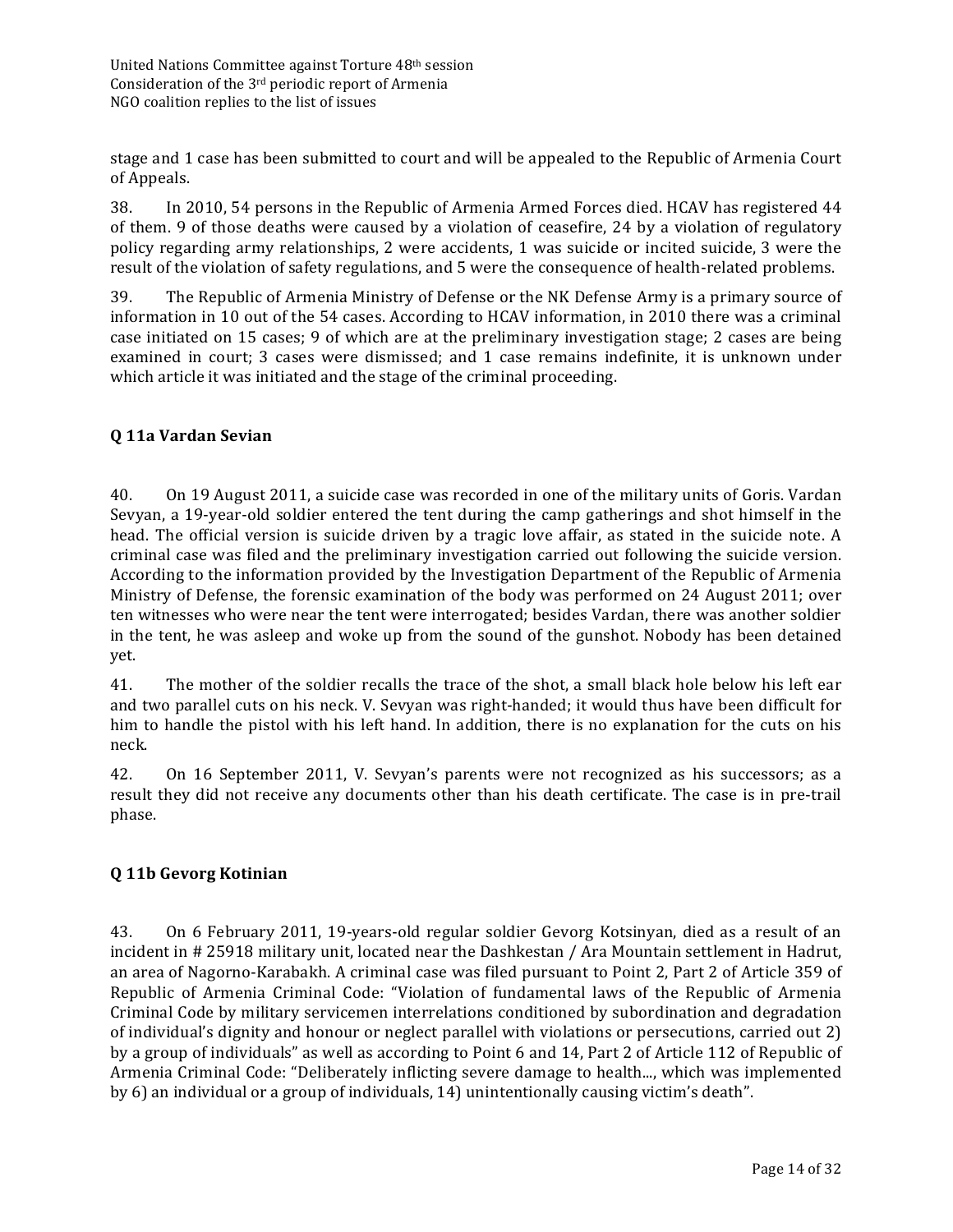stage and 1 case has been submitted to court and will be appealed to the Republic of Armenia Court of Appeals.

38. In 2010, 54 persons in the Republic of Armenia Armed Forces died. HCAV has registered 44 of them. 9 of those deaths were caused by a violation of ceasefire, 24 by a violation of regulatory policy regarding army relationships, 2 were accidents, 1 was suicide or incited suicide, 3 were the result of the violation of safety regulations, and 5 were the consequence of health-related problems.

39. The Republic of Armenia Ministry of Defense or the NK Defense Army is a primary source of information in 10 out of the 54 cases. According to HCAV information, in 2010 there was a criminal case initiated on 15 cases; 9 of which are at the preliminary investigation stage; 2 cases are being examined in court; 3 cases were dismissed; and 1 case remains indefinite, it is unknown under which article it was initiated and the stage of the criminal proceeding.

### Q 11a Vardan Sevian

40. On 19 August 2011, a suicide case was recorded in one of the military units of Goris. Vardan Sevyan, a 19-year-old soldier entered the tent during the camp gatherings and shot himself in the head. The official version is suicide driven by a tragic love affair, as stated in the suicide note. A criminal case was filed and the preliminary investigation carried out following the suicide version. According to the information provided by the Investigation Department of the Republic of Armenia Ministry of Defense, the forensic examination of the body was performed on 24 August 2011; over ten witnesses who were near the tent were interrogated; besides Vardan, there was another soldier in the tent, he was asleep and woke up from the sound of the gunshot. Nobody has been detained yet.

41. The mother of the soldier recalls the trace of the shot, a small black hole below his left ear and two parallel cuts on his neck. V. Sevyan was right-handed; it would thus have been difficult for him to handle the pistol with his left hand. In addition, there is no explanation for the cuts on his neck.

42. On 16 September 2011, V. Sevyan's parents were not recognized as his successors; as a result they did not receive any documents other than his death certificate. The case is in pre-trail phase.

### Q 11b Gevorg Kotinian

43. On 6 February 2011, 19-years-old regular soldier Gevorg Kotsinyan, died as a result of an incident in # 25918 military unit, located near the Dashkestan / Ara Mountain settlement in Hadrut, an area of Nagorno-Karabakh. A criminal case was filed pursuant to Point 2, Part 2 of Article 359 of Republic of Armenia Criminal Code: "Violation of fundamental laws of the Republic of Armenia Criminal Code by military servicemen interrelations conditioned by subordination and degradation of individual's dignity and honour or neglect parallel with violations or persecutions, carried out 2) by a group of individuals" as well as according to Point 6 and 14, Part 2 of Article 112 of Republic of Armenia Criminal Code: "Deliberately inflicting severe damage to health..., which was implemented by 6) an individual or a group of individuals, 14) unintentionally causing victim's death".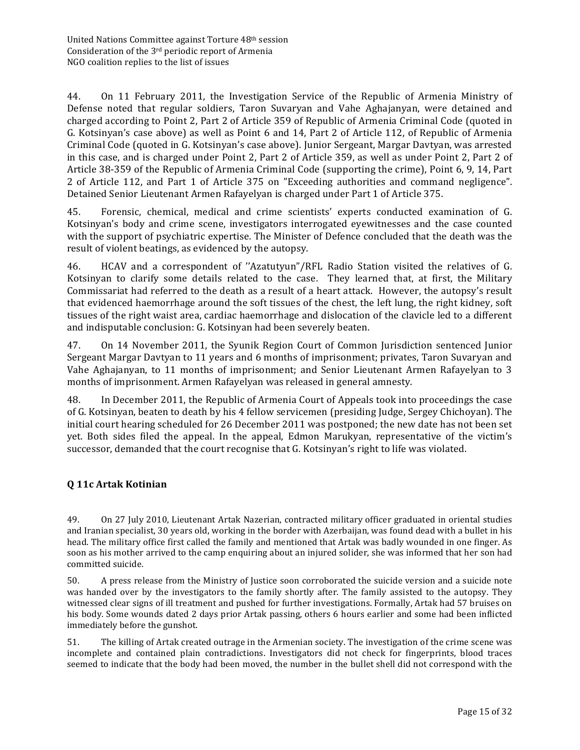44. On 11 February 2011, the Investigation Service of the Republic of Armenia Ministry of Defense noted that regular soldiers, Taron Suvaryan and Vahe Aghajanyan, were detained and charged according to Point 2, Part 2 of Article 359 of Republic of Armenia Criminal Code (quoted in G. Kotsinyan's case above) as well as Point 6 and 14, Part 2 of Article 112, of Republic of Armenia Criminal Code (quoted in G. Kotsinyan's case above). Junior Sergeant, Margar Davtyan, was arrested in this case, and is charged under Point 2, Part 2 of Article 359, as well as under Point 2, Part 2 of Article 38-359 of the Republic of Armenia Criminal Code (supporting the crime), Point 6, 9, 14, Part 2 of Article 112, and Part 1 of Article 375 on "Exceeding authorities and command negligence". Detained Senior Lieutenant Armen Rafayelyan is charged under Part 1 of Article 375.

45. Forensic, chemical, medical and crime scientists' experts conducted examination of G. Kotsinyan's body and crime scene, investigators interrogated eyewitnesses and the case counted with the support of psychiatric expertise. The Minister of Defence concluded that the death was the result of violent beatings, as evidenced by the autopsy.

46. HCAV and a correspondent of ''Azatutyun"/RFL Radio Station visited the relatives of G. Kotsinyan to clarify some details related to the case. They learned that, at first, the Military Commissariat had referred to the death as a result of a heart attack. However, the autopsy's result that evidenced haemorrhage around the soft tissues of the chest, the left lung, the right kidney, soft tissues of the right waist area, cardiac haemorrhage and dislocation of the clavicle led to a different and indisputable conclusion: G. Kotsinyan had been severely beaten.

47. On 14 November 2011, the Syunik Region Court of Common Jurisdiction sentenced Junior Sergeant Margar Davtyan to 11 years and 6 months of imprisonment; privates, Taron Suvaryan and Vahe Aghajanyan, to 11 months of imprisonment; and Senior Lieutenant Armen Rafayelyan to 3 months of imprisonment. Armen Rafayelyan was released in general amnesty.

48. In December 2011, the Republic of Armenia Court of Appeals took into proceedings the case of G. Kotsinyan, beaten to death by his 4 fellow servicemen (presiding Judge, Sergey Chichoyan). The initial court hearing scheduled for 26 December 2011 was postponed; the new date has not been set yet. Both sides filed the appeal. In the appeal, Edmon Marukyan, representative of the victim's successor, demanded that the court recognise that G. Kotsinyan's right to life was violated.

## Q 11c Artak Kotinian

49. On 27 July 2010, Lieutenant Artak Nazerian, contracted military officer graduated in oriental studies and Iranian specialist, 30 years old, working in the border with Azerbaijan, was found dead with a bullet in his head. The military office first called the family and mentioned that Artak was badly wounded in one finger. As soon as his mother arrived to the camp enquiring about an injured solider, she was informed that her son had committed suicide.

50. A press release from the Ministry of Justice soon corroborated the suicide version and a suicide note was handed over by the investigators to the family shortly after. The family assisted to the autopsy. They witnessed clear signs of ill treatment and pushed for further investigations. Formally, Artak had 57 bruises on his body. Some wounds dated 2 days prior Artak passing, others 6 hours earlier and some had been inflicted immediately before the gunshot.

51. The killing of Artak created outrage in the Armenian society. The investigation of the crime scene was incomplete and contained plain contradictions. Investigators did not check for fingerprints, blood traces seemed to indicate that the body had been moved, the number in the bullet shell did not correspond with the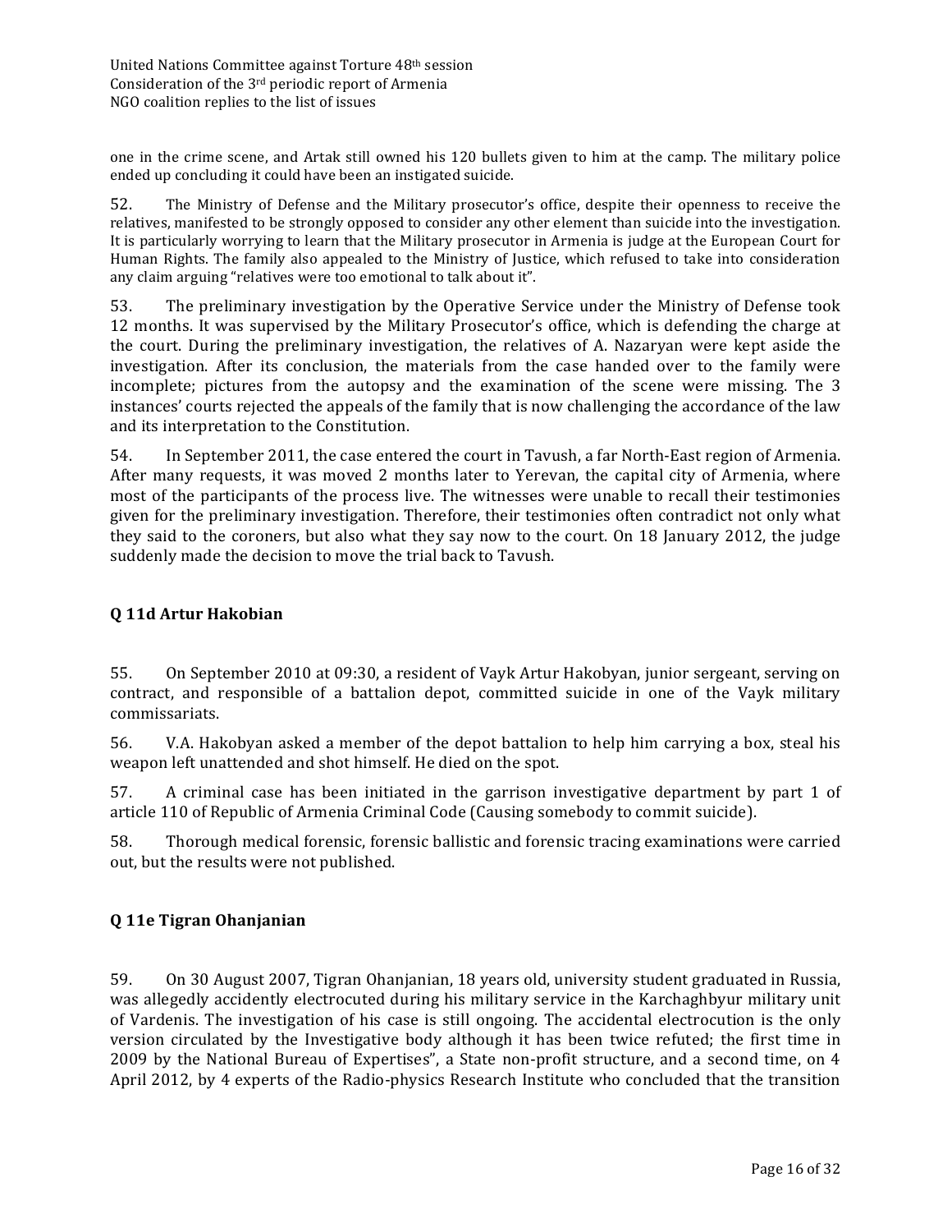one in the crime scene, and Artak still owned his 120 bullets given to him at the camp. The military police ended up concluding it could have been an instigated suicide.

52. The Ministry of Defense and the Military prosecutor's office, despite their openness to receive the relatives, manifested to be strongly opposed to consider any other element than suicide into the investigation. It is particularly worrying to learn that the Military prosecutor in Armenia is judge at the European Court for Human Rights. The family also appealed to the Ministry of Justice, which refused to take into consideration any claim arguing "relatives were too emotional to talk about it".

53. The preliminary investigation by the Operative Service under the Ministry of Defense took 12 months. It was supervised by the Military Prosecutor's office, which is defending the charge at the court. During the preliminary investigation, the relatives of A. Nazaryan were kept aside the investigation. After its conclusion, the materials from the case handed over to the family were incomplete; pictures from the autopsy and the examination of the scene were missing. The 3 instances' courts rejected the appeals of the family that is now challenging the accordance of the law and its interpretation to the Constitution.

54. In September 2011, the case entered the court in Tavush, a far North-East region of Armenia. After many requests, it was moved 2 months later to Yerevan, the capital city of Armenia, where most of the participants of the process live. The witnesses were unable to recall their testimonies given for the preliminary investigation. Therefore, their testimonies often contradict not only what they said to the coroners, but also what they say now to the court. On 18 January 2012, the judge suddenly made the decision to move the trial back to Tavush.

## Q 11d Artur Hakobian

55. On September 2010 at 09:30, a resident of Vayk Artur Hakobyan, junior sergeant, serving on contract, and responsible of a battalion depot, committed suicide in one of the Vayk military commissariats.

56. V.A. Hakobyan asked a member of the depot battalion to help him carrying a box, steal his weapon left unattended and shot himself. He died on the spot.

57. A criminal case has been initiated in the garrison investigative department by part 1 of article 110 of Republic of Armenia Criminal Code (Causing somebody to commit suicide).

58. Thorough medical forensic, forensic ballistic and forensic tracing examinations were carried out, but the results were not published.

## Q 11e Tigran Ohanjanian

59. On 30 August 2007, Tigran Ohanjanian, 18 years old, university student graduated in Russia, was allegedly accidently electrocuted during his military service in the Karchaghbyur military unit of Vardenis. The investigation of his case is still ongoing. The accidental electrocution is the only version circulated by the Investigative body although it has been twice refuted; the first time in 2009 by the National Bureau of Expertises", a State non-profit structure, and a second time, on 4 April 2012, by 4 experts of the Radio-physics Research Institute who concluded that the transition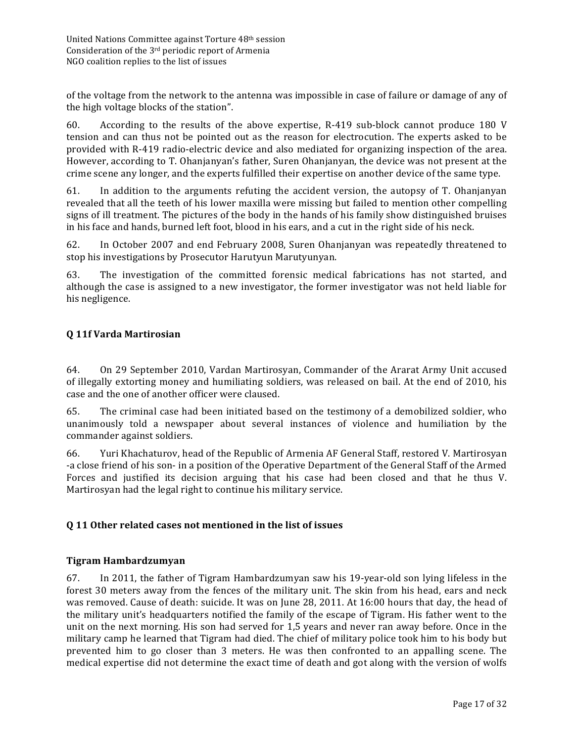of the voltage from the network to the antenna was impossible in case of failure or damage of any of the high voltage blocks of the station".

60. According to the results of the above expertise, R-419 sub-block cannot produce 180 V tension and can thus not be pointed out as the reason for electrocution. The experts asked to be provided with R-419 radio-electric device and also mediated for organizing inspection of the area. However, according to T. Ohanjanyan's father, Suren Ohanjanyan, the device was not present at the crime scene any longer, and the experts fulfilled their expertise on another device of the same type.

61. In addition to the arguments refuting the accident version, the autopsy of T. Ohanjanyan revealed that all the teeth of his lower maxilla were missing but failed to mention other compelling signs of ill treatment. The pictures of the body in the hands of his family show distinguished bruises in his face and hands, burned left foot, blood in his ears, and a cut in the right side of his neck.

62. In October 2007 and end February 2008, Suren Ohanjanyan was repeatedly threatened to stop his investigations by Prosecutor Harutyun Marutyunyan.

63. The investigation of the committed forensic medical fabrications has not started, and although the case is assigned to a new investigator, the former investigator was not held liable for his negligence.

### Q 11f Varda Martirosian

64. On 29 September 2010, Vardan Martirosyan, Commander of the Ararat Army Unit accused of illegally extorting money and humiliating soldiers, was released on bail. At the end of 2010, his case and the one of another officer were claused.

65. The criminal case had been initiated based on the testimony of a demobilized soldier, who unanimously told a newspaper about several instances of violence and humiliation by the commander against soldiers.

66. Yuri Khachaturov, head of the Republic of Armenia AF General Staff, restored V. Martirosyan -a close friend of his son- in a position of the Operative Department of the General Staff of the Armed Forces and justified its decision arguing that his case had been closed and that he thus V. Martirosyan had the legal right to continue his military service.

### Q 11 Other related cases not mentioned in the list of issues

#### Tigram Hambardzumyan

67. In 2011, the father of Tigram Hambardzumyan saw his 19-year-old son lying lifeless in the forest 30 meters away from the fences of the military unit. The skin from his head, ears and neck was removed. Cause of death: suicide. It was on June 28, 2011. At 16:00 hours that day, the head of the military unit's headquarters notified the family of the escape of Tigram. His father went to the unit on the next morning. His son had served for 1,5 years and never ran away before. Once in the military camp he learned that Tigram had died. The chief of military police took him to his body but prevented him to go closer than 3 meters. He was then confronted to an appalling scene. The medical expertise did not determine the exact time of death and got along with the version of wolfs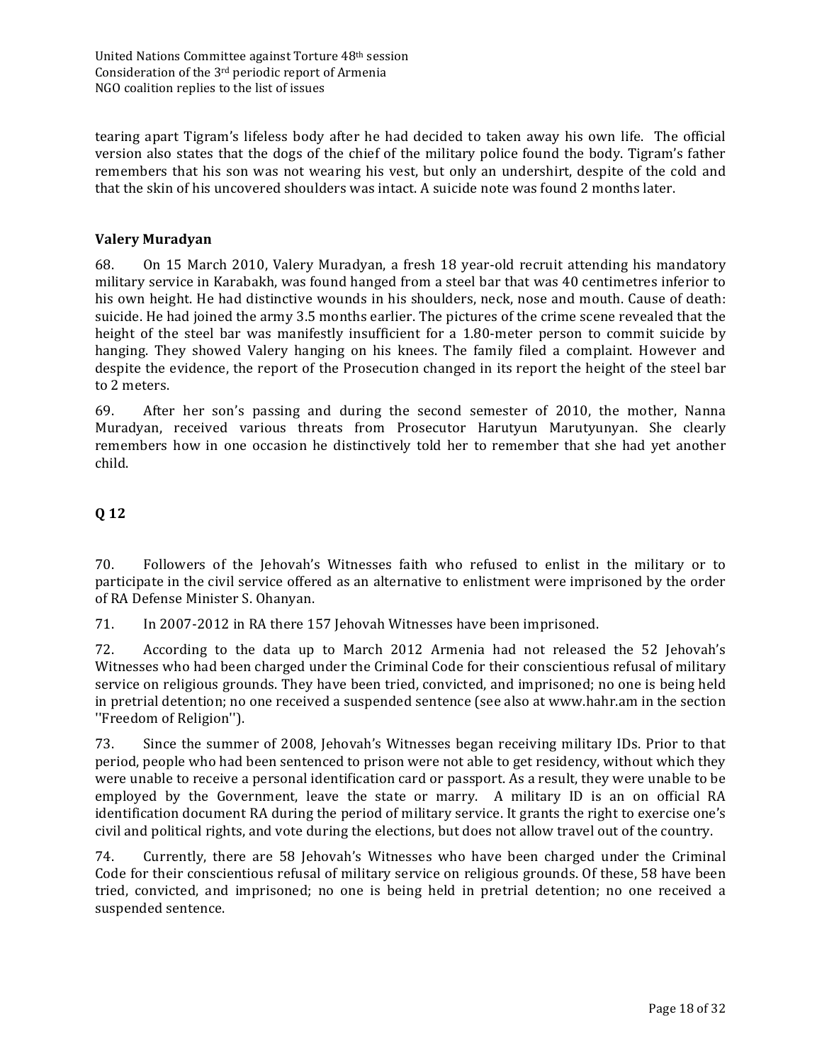tearing apart Tigram's lifeless body after he had decided to taken away his own life. The official version also states that the dogs of the chief of the military police found the body. Tigram's father remembers that his son was not wearing his vest, but only an undershirt, despite of the cold and that the skin of his uncovered shoulders was intact. A suicide note was found 2 months later.

### Valery Muradyan

68. On 15 March 2010, Valery Muradyan, a fresh 18 year-old recruit attending his mandatory military service in Karabakh, was found hanged from a steel bar that was 40 centimetres inferior to his own height. He had distinctive wounds in his shoulders, neck, nose and mouth. Cause of death: suicide. He had joined the army 3.5 months earlier. The pictures of the crime scene revealed that the height of the steel bar was manifestly insufficient for a 1.80-meter person to commit suicide by hanging. They showed Valery hanging on his knees. The family filed a complaint. However and despite the evidence, the report of the Prosecution changed in its report the height of the steel bar to 2 meters.

69. After her son's passing and during the second semester of 2010, the mother, Nanna Muradyan, received various threats from Prosecutor Harutyun Marutyunyan. She clearly remembers how in one occasion he distinctively told her to remember that she had yet another child.

## Q 12

70. Followers of the Jehovah's Witnesses faith who refused to enlist in the military or to participate in the civil service offered as an alternative to enlistment were imprisoned by the order of RA Defense Minister S. Ohanyan.

71. In 2007-2012 in RA there 157 Jehovah Witnesses have been imprisoned.

72. According to the data up to March 2012 Armenia had not released the 52 Jehovah's Witnesses who had been charged under the Criminal Code for their conscientious refusal of military service on religious grounds. They have been tried, convicted, and imprisoned; no one is being held in pretrial detention; no one received a suspended sentence (see also at www.hahr.am in the section ''Freedom of Religion'').

73. Since the summer of 2008, Jehovah's Witnesses began receiving military IDs. Prior to that period, people who had been sentenced to prison were not able to get residency, without which they were unable to receive a personal identification card or passport. As a result, they were unable to be employed by the Government, leave the state or marry. A military ID is an on official RA identification document RA during the period of military service. It grants the right to exercise one's civil and political rights, and vote during the elections, but does not allow travel out of the country.

74. Currently, there are 58 Jehovah's Witnesses who have been charged under the Criminal Code for their conscientious refusal of military service on religious grounds. Of these, 58 have been tried, convicted, and imprisoned; no one is being held in pretrial detention; no one received a suspended sentence.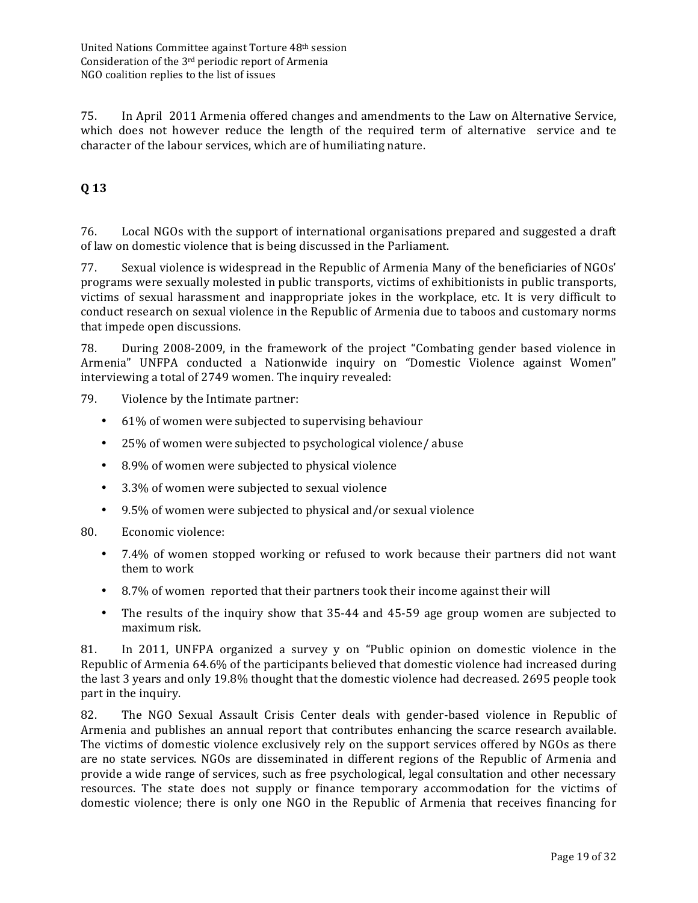75. In April 2011 Armenia offered changes and amendments to the Law on Alternative Service, which does not however reduce the length of the required term of alternative service and te character of the labour services, which are of humiliating nature.

## Q 13

76. Local NGOs with the support of international organisations prepared and suggested a draft of law on domestic violence that is being discussed in the Parliament.

77. Sexual violence is widespread in the Republic of Armenia Many of the beneficiaries of NGOs' programs were sexually molested in public transports, victims of exhibitionists in public transports, victims of sexual harassment and inappropriate jokes in the workplace, etc. It is very difficult to conduct research on sexual violence in the Republic of Armenia due to taboos and customary norms that impede open discussions.

78. During 2008-2009, in the framework of the project "Combating gender based violence in Armenia" UNFPA conducted a Nationwide inquiry on "Domestic Violence against Women" interviewing a total of 2749 women. The inquiry revealed:

79. Violence by the Intimate partner:

- 61% of women were subjected to supervising behaviour
- 25% of women were subjected to psychological violence/ abuse
- 8.9% of women were subjected to physical violence
- 3.3% of women were subjected to sexual violence
- 9.5% of women were subjected to physical and/or sexual violence

80. Economic violence:

- 7.4% of women stopped working or refused to work because their partners did not want them to work
- 8.7% of women reported that their partners took their income against their will
- The results of the inquiry show that 35-44 and 45-59 age group women are subjected to maximum risk.

81. In 2011, UNFPA organized a survey y on "Public opinion on domestic violence in the Republic of Armenia 64.6% of the participants believed that domestic violence had increased during the last 3 years and only 19.8% thought that the domestic violence had decreased. 2695 people took part in the inquiry.

82. The NGO Sexual Assault Crisis Center deals with gender-based violence in Republic of Armenia and publishes an annual report that contributes enhancing the scarce research available. The victims of domestic violence exclusively rely on the support services offered by NGOs as there are no state services. NGOs are disseminated in different regions of the Republic of Armenia and provide a wide range of services, such as free psychological, legal consultation and other necessary resources. The state does not supply or finance temporary accommodation for the victims of domestic violence; there is only one NGO in the Republic of Armenia that receives financing for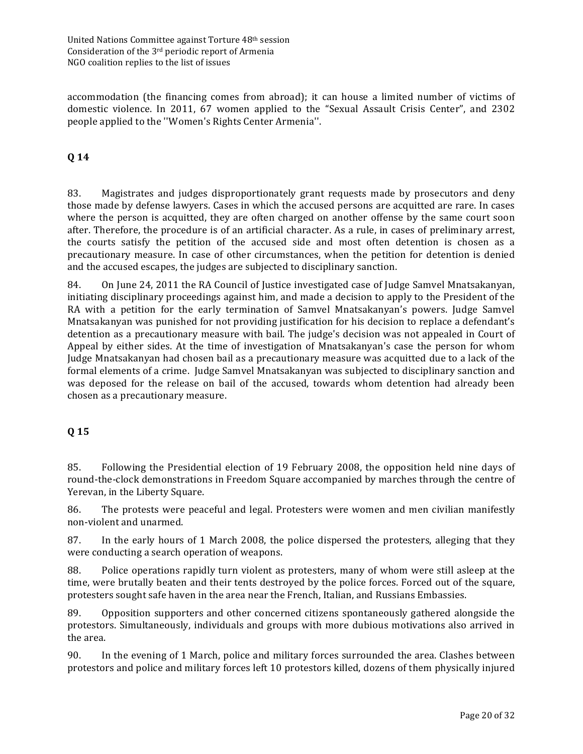accommodation (the financing comes from abroad); it can house a limited number of victims of domestic violence. In 2011, 67 women applied to the "Sexual Assault Crisis Center", and 2302 people applied to the ''Women's Rights Center Armenia''.

## Q 14

83. Magistrates and judges disproportionately grant requests made by prosecutors and deny those made by defense lawyers. Cases in which the accused persons are acquitted are rare. In cases where the person is acquitted, they are often charged on another offense by the same court soon after. Therefore, the procedure is of an artificial character. As a rule, in cases of preliminary arrest, the courts satisfy the petition of the accused side and most often detention is chosen as a precautionary measure. In case of other circumstances, when the petition for detention is denied and the accused escapes, the judges are subjected to disciplinary sanction.

84. On June 24, 2011 the RA Council of Justice investigated case of Judge Samvel Mnatsakanyan, initiating disciplinary proceedings against him, and made a decision to apply to the President of the RA with a petition for the early termination of Samvel Mnatsakanyan's powers. Judge Samvel Mnatsakanyan was punished for not providing justification for his decision to replace a defendant's detention as a precautionary measure with bail. The judge's decision was not appealed in Court of Appeal by either sides. At the time of investigation of Mnatsakanyan's case the person for whom Judge Mnatsakanyan had chosen bail as a precautionary measure was acquitted due to a lack of the formal elements of a crime. Judge Samvel Mnatsakanyan was subjected to disciplinary sanction and was deposed for the release on bail of the accused, towards whom detention had already been chosen as a precautionary measure.

## Q 15

85. Following the Presidential election of 19 February 2008, the opposition held nine days of round-the-clock demonstrations in Freedom Square accompanied by marches through the centre of Yerevan, in the Liberty Square.

86. The protests were peaceful and legal. Protesters were women and men civilian manifestly non-violent and unarmed.

87. In the early hours of 1 March 2008, the police dispersed the protesters, alleging that they were conducting a search operation of weapons.

88. Police operations rapidly turn violent as protesters, many of whom were still asleep at the time, were brutally beaten and their tents destroyed by the police forces. Forced out of the square, protesters sought safe haven in the area near the French, Italian, and Russians Embassies.

89. Opposition supporters and other concerned citizens spontaneously gathered alongside the protestors. Simultaneously, individuals and groups with more dubious motivations also arrived in the area.

90. In the evening of 1 March, police and military forces surrounded the area. Clashes between protestors and police and military forces left 10 protestors killed, dozens of them physically injured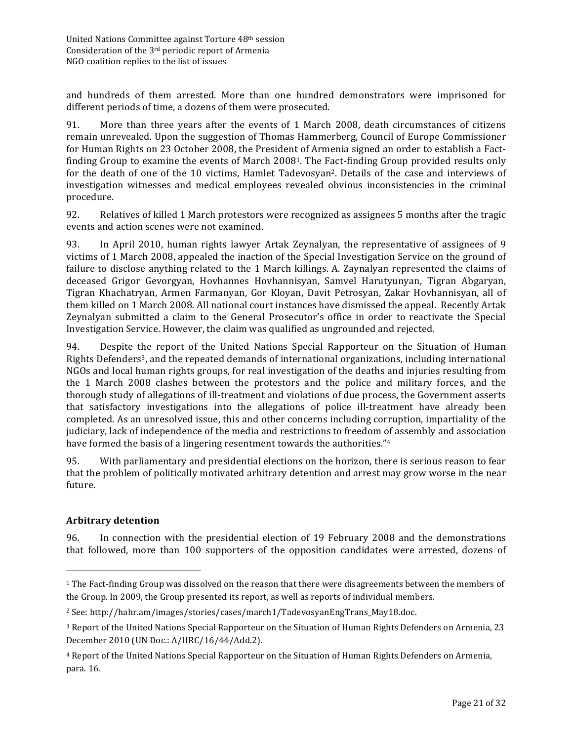and hundreds of them arrested. More than one hundred demonstrators were imprisoned for different periods of time, a dozens of them were prosecuted.

91. More than three years after the events of 1 March 2008, death circumstances of citizens remain unrevealed. Upon the suggestion of Thomas Hammerberg, Council of Europe Commissioner for Human Rights on 23 October 2008, the President of Armenia signed an order to establish a Fact-finding Group to examine the events of March 2008[1]. The Fact-finding Group provided results only for the death of one of the 10 victims, Hamlet Tadevosyan[2]. Details of the case and interviews of investigation witnesses and medical employees revealed obvious inconsistencies in the criminal procedure.

92. Relatives of killed 1 March protestors were recognized as assignees 5 months after the tragic events and action scenes were not examined.

93. In April 2010, human rights lawyer Artak Zeynalyan, the representative of assignees of 9 victims of 1 March 2008, appealed the inaction of the Special Investigation Service on the ground of failure to disclose anything related to the 1 March killings. A. Zaynalyan represented the claims of deceased Grigor Gevorgyan, Hovhannes Hovhannisyan, Samvel Harutyunyan, Tigran Abgaryan, Tigran Khachatryan, Armen Farmanyan, Gor Kloyan, Davit Petrosyan, Zakar Hovhannisyan, all of them killed on 1 March 2008. All national court instances have dismissed the appeal. Recently Artak Zeynalyan submitted a claim to the General Prosecutor's office in order to reactivate the Special Investigation Service. However, the claim was qualified as ungrounded and rejected.

94. Despite the report of the United Nations Special Rapporteur on the Situation of Human Rights Defenders[3], and the repeated demands of international organizations, including international NGOs and local human rights groups, for real investigation of the deaths and injuries resulting from the 1 March 2008 clashes between the protestors and the police and military forces, and the thorough study of allegations of ill-treatment and violations of due process, the Government asserts that satisfactory investigations into the allegations of police ill-treatment have already been completed. As an unresolved issue, this and other concerns including corruption, impartiality of the judiciary, lack of independence of the media and restrictions to freedom of assembly and association have formed the basis of a lingering resentment towards the authorities."[4]

95. With parliamentary and presidential elections on the horizon, there is serious reason to fear that the problem of politically motivated arbitrary detention and arrest may grow worse in the near future.

**Arbitrary detention**

96. In connection with the presidential election of 19 February 2008 and the demonstrations that followed, more than 100 supporters of the opposition candidates were arrested, dozens of

---

[1] The Fact-finding Group was dissolved on the reason that there were disagreements between the members of the Group. In 2009, the Group presented its report, as well as reports of individual members.

[2] See: http://hahr.am/images/stories/cases/march1/TadevosyanEngTrans_May18.doc.

[3] Report of the United Nations Special Rapporteur on the Situation of Human Rights Defenders on Armenia, 23 December 2010 (UN Doc.: A/HRC/16/44/Add.2).

[4] Report of the United Nations Special Rapporteur on the Situation of Human Rights Defenders on Armenia, para. 16.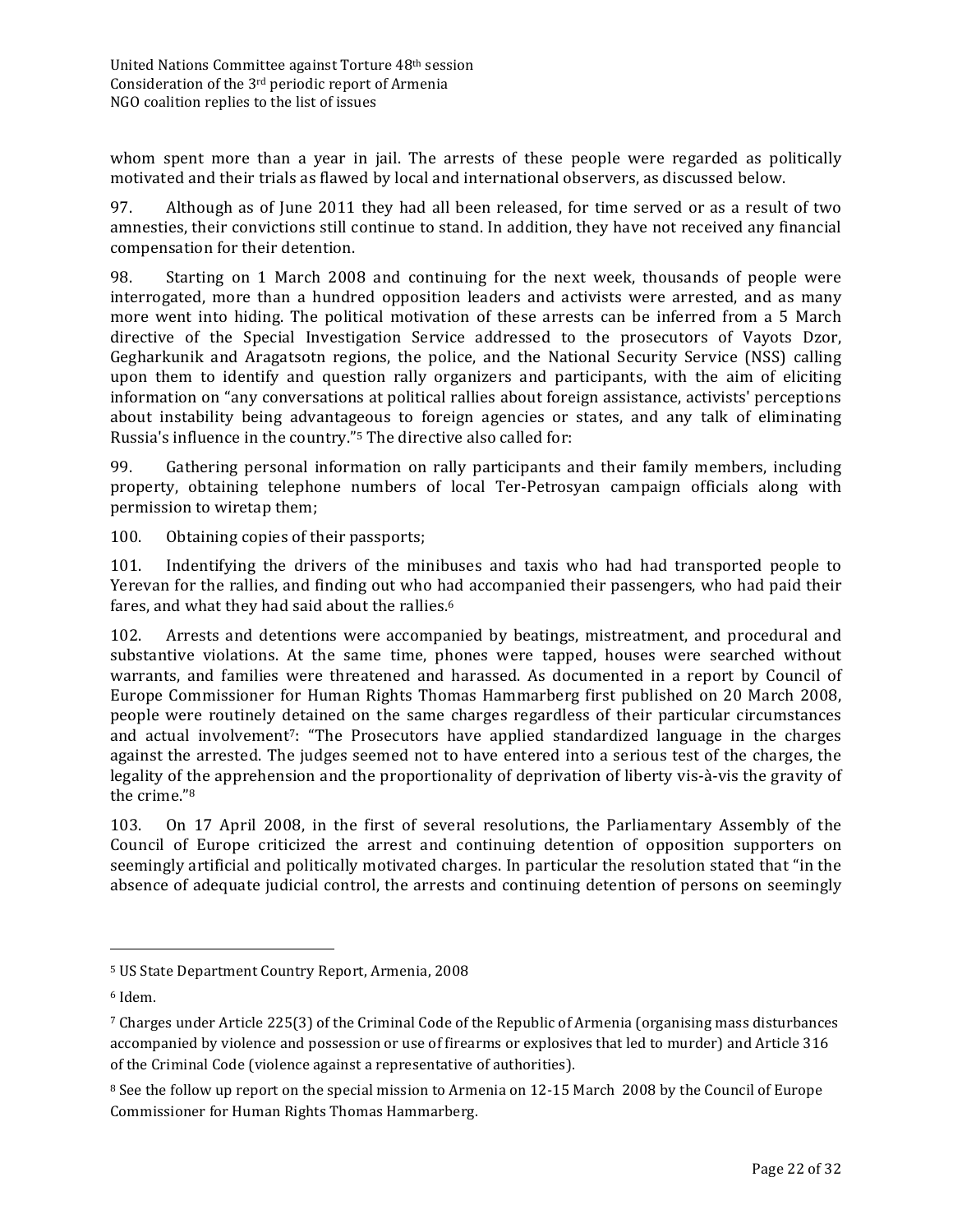whom spent more than a year in jail. The arrests of these people were regarded as politically motivated and their trials as flawed by local and international observers, as discussed below.

97. Although as of June 2011 they had all been released, for time served or as a result of two amnesties, their convictions still continue to stand. In addition, they have not received any financial compensation for their detention.

98. Starting on 1 March 2008 and continuing for the next week, thousands of people were interrogated, more than a hundred opposition leaders and activists were arrested, and as many more went into hiding. The political motivation of these arrests can be inferred from a 5 March directive of the Special Investigation Service addressed to the prosecutors of Vayots Dzor, Gegharkunik and Aragatsotn regions, the police, and the National Security Service (NSS) calling upon them to identify and question rally organizers and participants, with the aim of eliciting information on "any conversations at political rallies about foreign assistance, activists' perceptions about instability being advantageous to foreign agencies or states, and any talk of eliminating Russia's influence in the country."[5] The directive also called for:

99. Gathering personal information on rally participants and their family members, including property, obtaining telephone numbers of local Ter-Petrosyan campaign officials along with permission to wiretap them;

100. Obtaining copies of their passports;

101. Indentifying the drivers of the minibuses and taxis who had had transported people to Yerevan for the rallies, and finding out who had accompanied their passengers, who had paid their fares, and what they had said about the rallies.[6]

102. Arrests and detentions were accompanied by beatings, mistreatment, and procedural and substantive violations. At the same time, phones were tapped, houses were searched without warrants, and families were threatened and harassed. As documented in a report by Council of Europe Commissioner for Human Rights Thomas Hammarberg first published on 20 March 2008, people were routinely detained on the same charges regardless of their particular circumstances and actual involvement[7]: "The Prosecutors have applied standardized language in the charges against the arrested. The judges seemed not to have entered into a serious test of the charges, the legality of the apprehension and the proportionality of deprivation of liberty vis-à-vis the gravity of the crime."[8]

103. On 17 April 2008, in the first of several resolutions, the Parliamentary Assembly of the Council of Europe criticized the arrest and continuing detention of opposition supporters on seemingly artificial and politically motivated charges. In particular the resolution stated that "in the absence of adequate judicial control, the arrests and continuing detention of persons on seemingly

---

[5] US State Department Country Report, Armenia, 2008

[6] Idem.

[7] Charges under Article 225(3) of the Criminal Code of the Republic of Armenia (organising mass disturbances accompanied by violence and possession or use of firearms or explosives that led to murder) and Article 316 of the Criminal Code (violence against a representative of authorities).

[8] See the follow up report on the special mission to Armenia on 12-15 March 2008 by the Council of Europe Commissioner for Human Rights Thomas Hammarberg.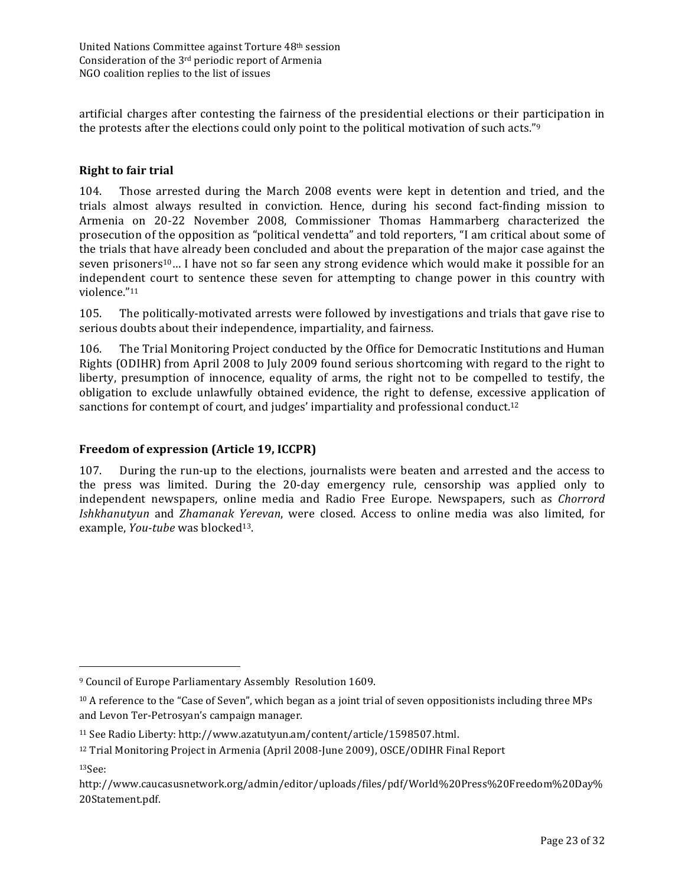artificial charges after contesting the fairness of the presidential elections or their participation in the protests after the elections could only point to the political motivation of such acts."[9]

### Right to fair trial

104. Those arrested during the March 2008 events were kept in detention and tried, and the trials almost always resulted in conviction. Hence, during his second fact-finding mission to Armenia on 20-22 November 2008, Commissioner Thomas Hammarberg characterized the prosecution of the opposition as "political vendetta" and told reporters, "I am critical about some of the trials that have already been concluded and about the preparation of the major case against the seven prisoners[10]… I have not so far seen any strong evidence which would make it possible for an independent court to sentence these seven for attempting to change power in this country with violence."[11]

105. The politically-motivated arrests were followed by investigations and trials that gave rise to serious doubts about their independence, impartiality, and fairness.

106. The Trial Monitoring Project conducted by the Office for Democratic Institutions and Human Rights (ODIHR) from April 2008 to July 2009 found serious shortcoming with regard to the right to liberty, presumption of innocence, equality of arms, the right not to be compelled to testify, the obligation to exclude unlawfully obtained evidence, the right to defense, excessive application of sanctions for contempt of court, and judges' impartiality and professional conduct.[12]

### Freedom of expression (Article 19, ICCPR)

107. During the run-up to the elections, journalists were beaten and arrested and the access to the press was limited. During the 20-day emergency rule, censorship was applied only to independent newspapers, online media and Radio Free Europe. Newspapers, such as *Chorrord Ishkhanutyun* and *Zhamanak Yerevan*, were closed. Access to online media was also limited, for example, *You-tube* was blocked[13].

---

[9] Council of Europe Parliamentary Assembly Resolution 1609.

[10] A reference to the "Case of Seven", which began as a joint trial of seven oppositionists including three MPs and Levon Ter-Petrosyan's campaign manager.

[11] See Radio Liberty: http://www.azatutyun.am/content/article/1598507.html.

[12] Trial Monitoring Project in Armenia (April 2008-June 2009), OSCE/ODIHR Final Report

[13] See: http://www.caucasusnetwork.org/admin/editor/uploads/files/pdf/World%20Press%20Freedom%20Day%20Statement.pdf.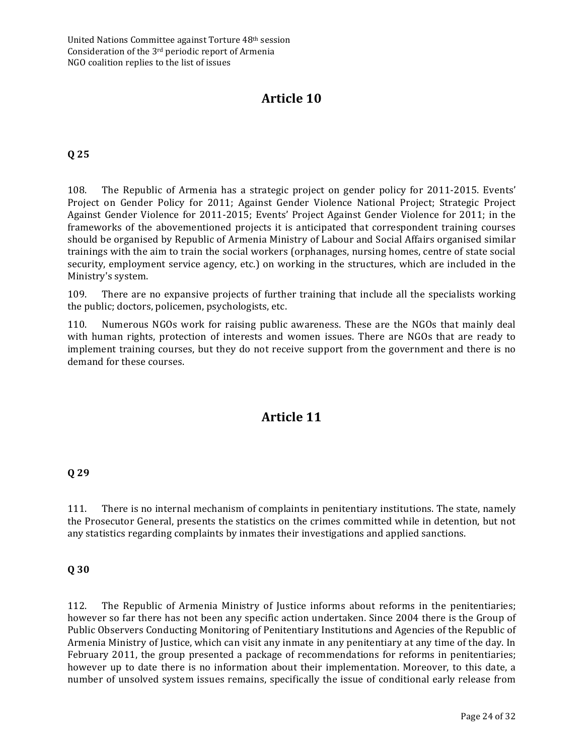## Article 10

### Q 25

108. The Republic of Armenia has a strategic project on gender policy for 2011-2015. Events' Project on Gender Policy for 2011; Against Gender Violence National Project; Strategic Project Against Gender Violence for 2011-2015; Events' Project Against Gender Violence for 2011; in the frameworks of the abovementioned projects it is anticipated that correspondent training courses should be organised by Republic of Armenia Ministry of Labour and Social Affairs organised similar trainings with the aim to train the social workers (orphanages, nursing homes, centre of state social security, employment service agency, etc.) on working in the structures, which are included in the Ministry's system.

109. There are no expansive projects of further training that include all the specialists working the public; doctors, policemen, psychologists, etc.

110. Numerous NGOs work for raising public awareness. These are the NGOs that mainly deal with human rights, protection of interests and women issues. There are NGOs that are ready to implement training courses, but they do not receive support from the government and there is no demand for these courses.

## Article 11

### Q 29

111. There is no internal mechanism of complaints in penitentiary institutions. The state, namely the Prosecutor General, presents the statistics on the crimes committed while in detention, but not any statistics regarding complaints by inmates their investigations and applied sanctions.

### Q 30

112. The Republic of Armenia Ministry of Justice informs about reforms in the penitentiaries; however so far there has not been any specific action undertaken. Since 2004 there is the Group of Public Observers Conducting Monitoring of Penitentiary Institutions and Agencies of the Republic of Armenia Ministry of Justice, which can visit any inmate in any penitentiary at any time of the day. In February 2011, the group presented a package of recommendations for reforms in penitentiaries; however up to date there is no information about their implementation. Moreover, to this date, a number of unsolved system issues remains, specifically the issue of conditional early release from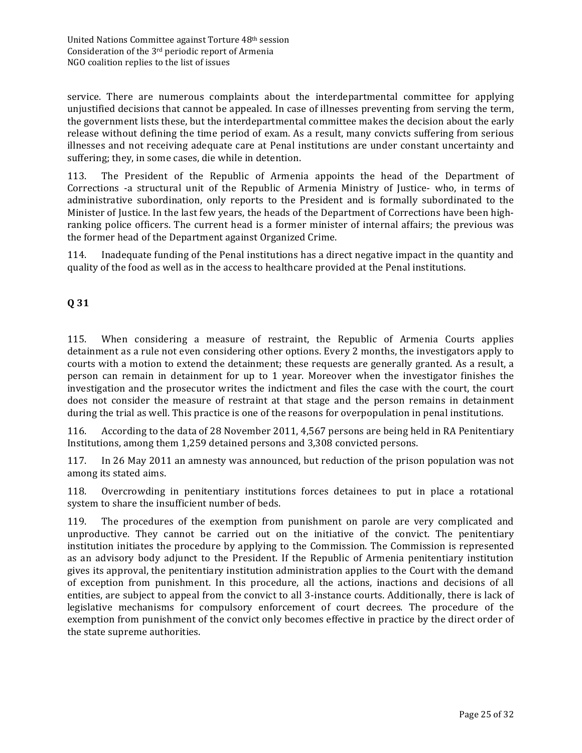service. There are numerous complaints about the interdepartmental committee for applying unjustified decisions that cannot be appealed. In case of illnesses preventing from serving the term, the government lists these, but the interdepartmental committee makes the decision about the early release without defining the time period of exam. As a result, many convicts suffering from serious illnesses and not receiving adequate care at Penal institutions are under constant uncertainty and suffering; they, in some cases, die while in detention.

113. The President of the Republic of Armenia appoints the head of the Department of Corrections -a structural unit of the Republic of Armenia Ministry of Justice- who, in terms of administrative subordination, only reports to the President and is formally subordinated to the Minister of Justice. In the last few years, the heads of the Department of Corrections have been high-ranking police officers. The current head is a former minister of internal affairs; the previous was the former head of the Department against Organized Crime.

114. Inadequate funding of the Penal institutions has a direct negative impact in the quantity and quality of the food as well as in the access to healthcare provided at the Penal institutions.

## Q 31

115. When considering a measure of restraint, the Republic of Armenia Courts applies detainment as a rule not even considering other options. Every 2 months, the investigators apply to courts with a motion to extend the detainment; these requests are generally granted. As a result, a person can remain in detainment for up to 1 year. Moreover when the investigator finishes the investigation and the prosecutor writes the indictment and files the case with the court, the court does not consider the measure of restraint at that stage and the person remains in detainment during the trial as well. This practice is one of the reasons for overpopulation in penal institutions.

116. According to the data of 28 November 2011, 4,567 persons are being held in RA Penitentiary Institutions, among them 1,259 detained persons and 3,308 convicted persons.

117. In 26 May 2011 an amnesty was announced, but reduction of the prison population was not among its stated aims.

118. Overcrowding in penitentiary institutions forces detainees to put in place a rotational system to share the insufficient number of beds.

119. The procedures of the exemption from punishment on parole are very complicated and unproductive. They cannot be carried out on the initiative of the convict. The penitentiary institution initiates the procedure by applying to the Commission. The Commission is represented as an advisory body adjunct to the President. If the Republic of Armenia penitentiary institution gives its approval, the penitentiary institution administration applies to the Court with the demand of exception from punishment. In this procedure, all the actions, inactions and decisions of all entities, are subject to appeal from the convict to all 3-instance courts. Additionally, there is lack of legislative mechanisms for compulsory enforcement of court decrees. The procedure of the exemption from punishment of the convict only becomes effective in practice by the direct order of the state supreme authorities.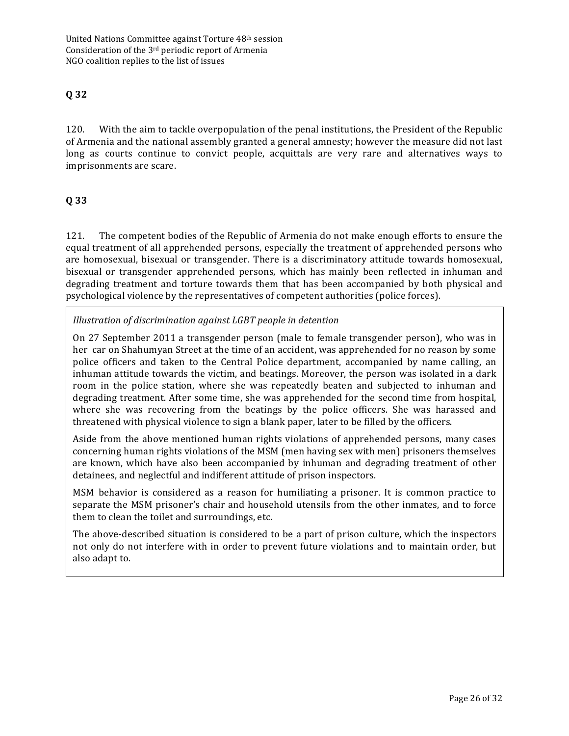## Q 32

120. With the aim to tackle overpopulation of the penal institutions, the President of the Republic of Armenia and the national assembly granted a general amnesty; however the measure did not last long as courts continue to convict people, acquittals are very rare and alternatives ways to imprisonments are scare.

## Q 33

121. The competent bodies of the Republic of Armenia do not make enough efforts to ensure the equal treatment of all apprehended persons, especially the treatment of apprehended persons who are homosexual, bisexual or transgender. There is a discriminatory attitude towards homosexual, bisexual or transgender apprehended persons, which has mainly been reflected in inhuman and degrading treatment and torture towards them that has been accompanied by both physical and psychological violence by the representatives of competent authorities (police forces).

> *Illustration of discrimination against LGBT people in detention*
>
> On 27 September 2011 a transgender person (male to female transgender person), who was in her car on Shahumyan Street at the time of an accident, was apprehended for no reason by some police officers and taken to the Central Police department, accompanied by name calling, an inhuman attitude towards the victim, and beatings. Moreover, the person was isolated in a dark room in the police station, where she was repeatedly beaten and subjected to inhuman and degrading treatment. After some time, she was apprehended for the second time from hospital, where she was recovering from the beatings by the police officers. She was harassed and threatened with physical violence to sign a blank paper, later to be filled by the officers.
>
> Aside from the above mentioned human rights violations of apprehended persons, many cases concerning human rights violations of the MSM (men having sex with men) prisoners themselves are known, which have also been accompanied by inhuman and degrading treatment of other detainees, and neglectful and indifferent attitude of prison inspectors.
>
> MSM behavior is considered as a reason for humiliating a prisoner. It is common practice to separate the MSM prisoner's chair and household utensils from the other inmates, and to force them to clean the toilet and surroundings, etc.
>
> The above-described situation is considered to be a part of prison culture, which the inspectors not only do not interfere with in order to prevent future violations and to maintain order, but also adapt to.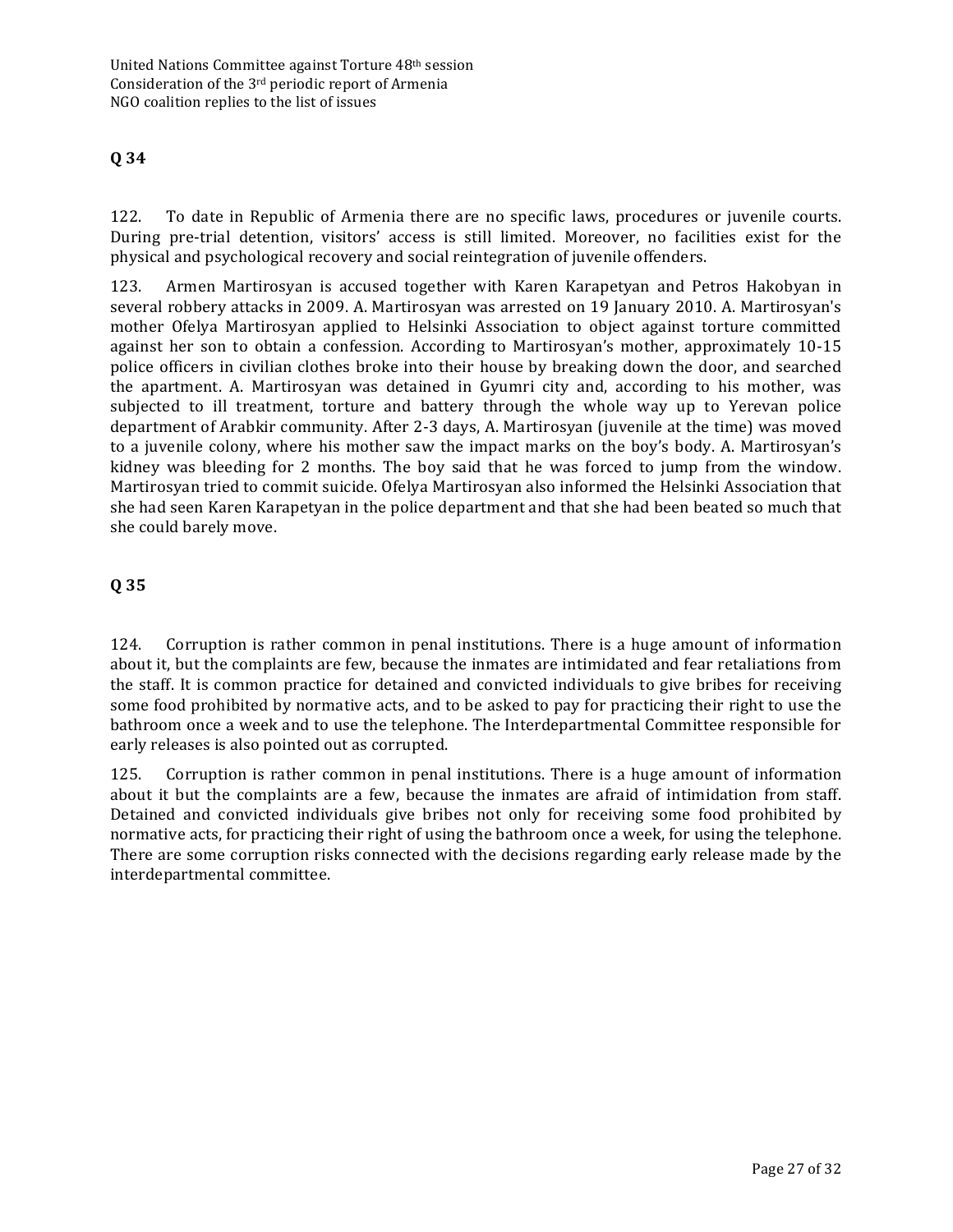## Q 34

122. To date in Republic of Armenia there are no specific laws, procedures or juvenile courts. During pre-trial detention, visitors' access is still limited. Moreover, no facilities exist for the physical and psychological recovery and social reintegration of juvenile offenders.

123. Armen Martirosyan is accused together with Karen Karapetyan and Petros Hakobyan in several robbery attacks in 2009. A. Martirosyan was arrested on 19 January 2010. A. Martirosyan's mother Ofelya Martirosyan applied to Helsinki Association to object against torture committed against her son to obtain a confession. According to Martirosyan's mother, approximately 10-15 police officers in civilian clothes broke into their house by breaking down the door, and searched the apartment. A. Martirosyan was detained in Gyumri city and, according to his mother, was subjected to ill treatment, torture and battery through the whole way up to Yerevan police department of Arabkir community. After 2-3 days, A. Martirosyan (juvenile at the time) was moved to a juvenile colony, where his mother saw the impact marks on the boy's body. A. Martirosyan's kidney was bleeding for 2 months. The boy said that he was forced to jump from the window. Martirosyan tried to commit suicide. Ofelya Martirosyan also informed the Helsinki Association that she had seen Karen Karapetyan in the police department and that she had been beated so much that she could barely move.

## Q 35

124. Corruption is rather common in penal institutions. There is a huge amount of information about it, but the complaints are few, because the inmates are intimidated and fear retaliations from the staff. It is common practice for detained and convicted individuals to give bribes for receiving some food prohibited by normative acts, and to be asked to pay for practicing their right to use the bathroom once a week and to use the telephone. The Interdepartmental Committee responsible for early releases is also pointed out as corrupted.

125. Corruption is rather common in penal institutions. There is a huge amount of information about it but the complaints are a few, because the inmates are afraid of intimidation from staff. Detained and convicted individuals give bribes not only for receiving some food prohibited by normative acts, for practicing their right of using the bathroom once a week, for using the telephone. There are some corruption risks connected with the decisions regarding early release made by the interdepartmental committee.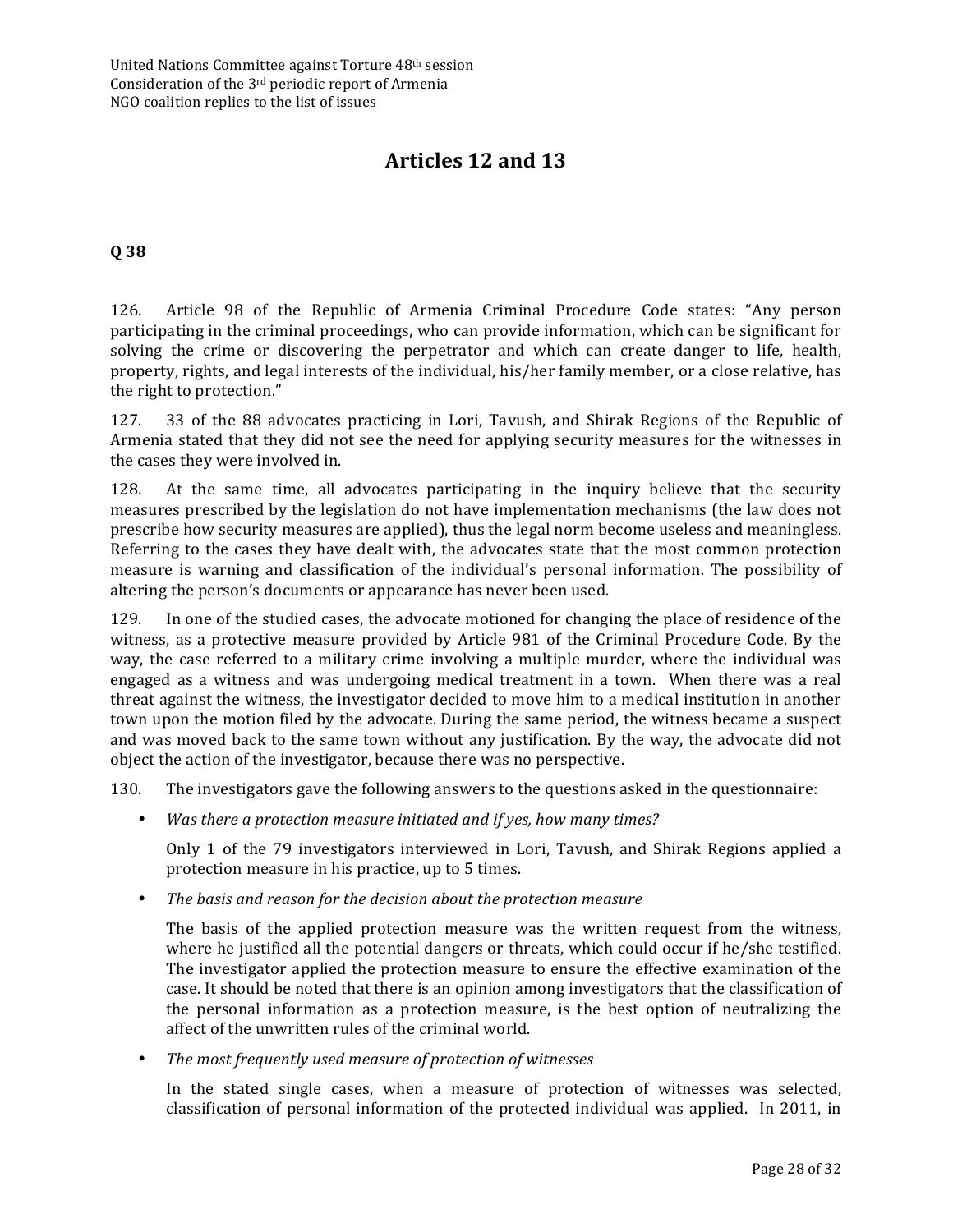# Articles 12 and 13

**Q 38**

126. Article 98 of the Republic of Armenia Criminal Procedure Code states: "Any person participating in the criminal proceedings, who can provide information, which can be significant for solving the crime or discovering the perpetrator and which can create danger to life, health, property, rights, and legal interests of the individual, his/her family member, or a close relative, has the right to protection."

127. 33 of the 88 advocates practicing in Lori, Tavush, and Shirak Regions of the Republic of Armenia stated that they did not see the need for applying security measures for the witnesses in the cases they were involved in.

128. At the same time, all advocates participating in the inquiry believe that the security measures prescribed by the legislation do not have implementation mechanisms (the law does not prescribe how security measures are applied), thus the legal norm become useless and meaningless. Referring to the cases they have dealt with, the advocates state that the most common protection measure is warning and classification of the individual's personal information. The possibility of altering the person's documents or appearance has never been used.

129. In one of the studied cases, the advocate motioned for changing the place of residence of the witness, as a protective measure provided by Article 981 of the Criminal Procedure Code. By the way, the case referred to a military crime involving a multiple murder, where the individual was engaged as a witness and was undergoing medical treatment in a town. When there was a real threat against the witness, the investigator decided to move him to a medical institution in another town upon the motion filed by the advocate. During the same period, the witness became a suspect and was moved back to the same town without any justification. By the way, the advocate did not object the action of the investigator, because there was no perspective.

130. The investigators gave the following answers to the questions asked in the questionnaire:

- *Was there a protection measure initiated and if yes, how many times?*

  Only 1 of the 79 investigators interviewed in Lori, Tavush, and Shirak Regions applied a protection measure in his practice, up to 5 times.

- *The basis and reason for the decision about the protection measure*

  The basis of the applied protection measure was the written request from the witness, where he justified all the potential dangers or threats, which could occur if he/she testified. The investigator applied the protection measure to ensure the effective examination of the case. It should be noted that there is an opinion among investigators that the classification of the personal information as a protection measure, is the best option of neutralizing the affect of the unwritten rules of the criminal world.

- *The most frequently used measure of protection of witnesses*

  In the stated single cases, when a measure of protection of witnesses was selected, classification of personal information of the protected individual was applied. In 2011, in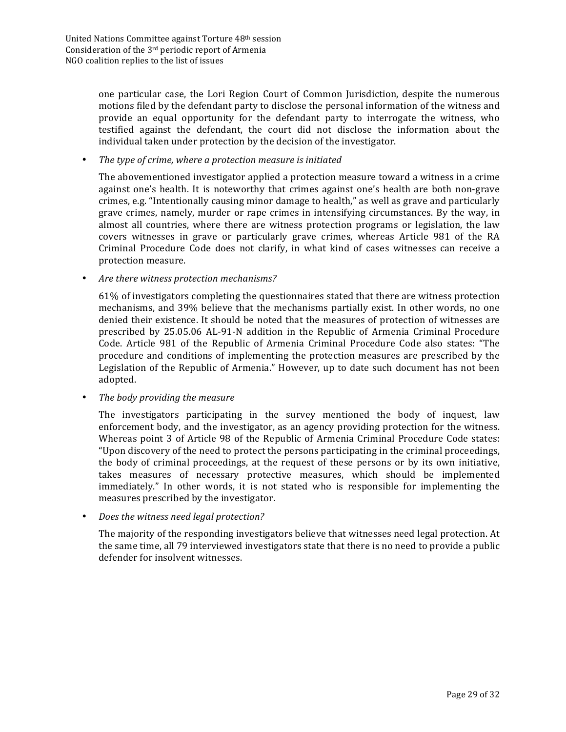one particular case, the Lori Region Court of Common Jurisdiction, despite the numerous motions filed by the defendant party to disclose the personal information of the witness and provide an equal opportunity for the defendant party to interrogate the witness, who testified against the defendant, the court did not disclose the information about the individual taken under protection by the decision of the investigator.

- *The type of crime, where a protection measure is initiated*

  The abovementioned investigator applied a protection measure toward a witness in a crime against one's health. It is noteworthy that crimes against one's health are both non-grave crimes, e.g. "Intentionally causing minor damage to health," as well as grave and particularly grave crimes, namely, murder or rape crimes in intensifying circumstances. By the way, in almost all countries, where there are witness protection programs or legislation, the law covers witnesses in grave or particularly grave crimes, whereas Article 981 of the RA Criminal Procedure Code does not clarify, in what kind of cases witnesses can receive a protection measure.

- *Are there witness protection mechanisms?*

  61% of investigators completing the questionnaires stated that there are witness protection mechanisms, and 39% believe that the mechanisms partially exist. In other words, no one denied their existence. It should be noted that the measures of protection of witnesses are prescribed by 25.05.06 AL-91-N addition in the Republic of Armenia Criminal Procedure Code. Article 981 of the Republic of Armenia Criminal Procedure Code also states: "The procedure and conditions of implementing the protection measures are prescribed by the Legislation of the Republic of Armenia." However, up to date such document has not been adopted.

- *The body providing the measure*

  The investigators participating in the survey mentioned the body of inquest, law enforcement body, and the investigator, as an agency providing protection for the witness. Whereas point 3 of Article 98 of the Republic of Armenia Criminal Procedure Code states: "Upon discovery of the need to protect the persons participating in the criminal proceedings, the body of criminal proceedings, at the request of these persons or by its own initiative, takes measures of necessary protective measures, which should be implemented immediately." In other words, it is not stated who is responsible for implementing the measures prescribed by the investigator.

- *Does the witness need legal protection?*

  The majority of the responding investigators believe that witnesses need legal protection. At the same time, all 79 interviewed investigators state that there is no need to provide a public defender for insolvent witnesses.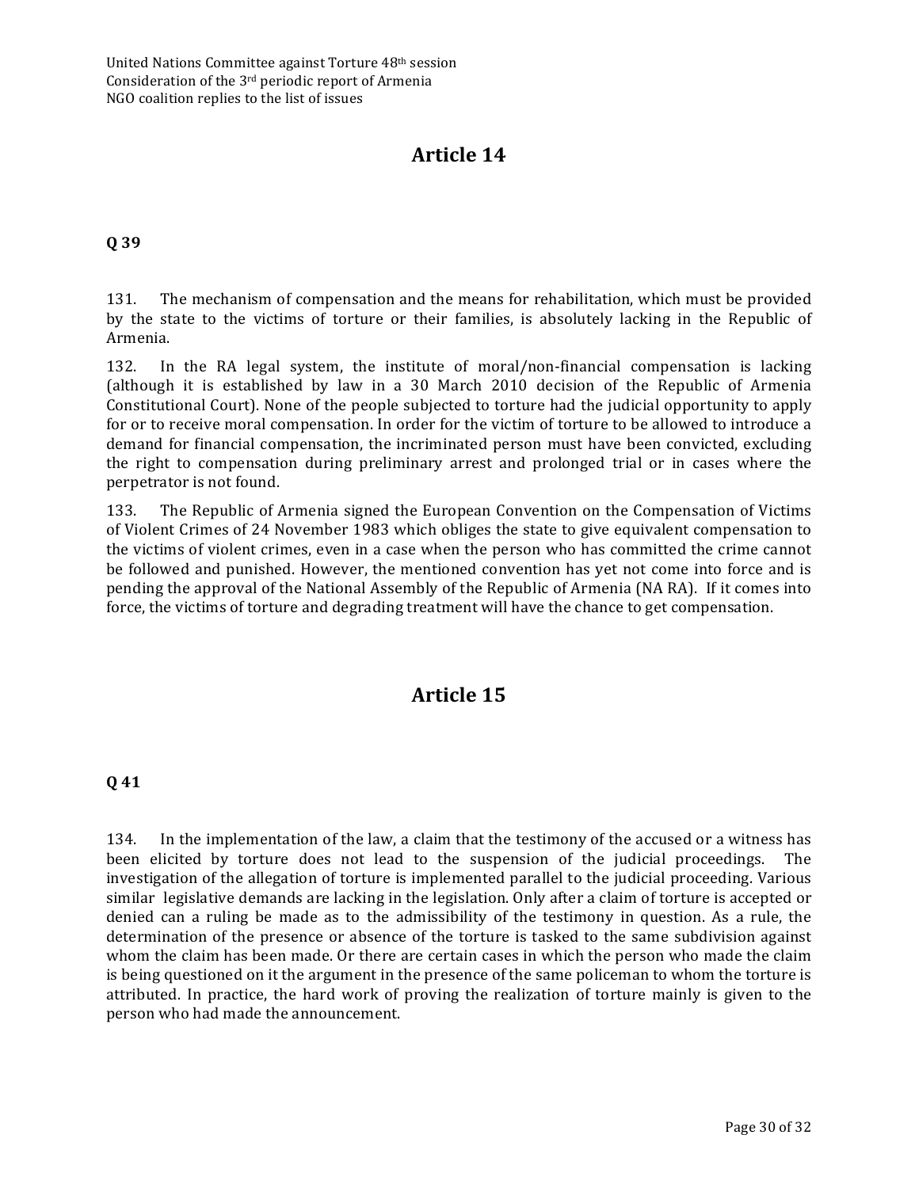## Article 14

### Q 39

131. The mechanism of compensation and the means for rehabilitation, which must be provided by the state to the victims of torture or their families, is absolutely lacking in the Republic of Armenia.

132. In the RA legal system, the institute of moral/non-financial compensation is lacking (although it is established by law in a 30 March 2010 decision of the Republic of Armenia Constitutional Court). None of the people subjected to torture had the judicial opportunity to apply for or to receive moral compensation. In order for the victim of torture to be allowed to introduce a demand for financial compensation, the incriminated person must have been convicted, excluding the right to compensation during preliminary arrest and prolonged trial or in cases where the perpetrator is not found.

133. The Republic of Armenia signed the European Convention on the Compensation of Victims of Violent Crimes of 24 November 1983 which obliges the state to give equivalent compensation to the victims of violent crimes, even in a case when the person who has committed the crime cannot be followed and punished. However, the mentioned convention has yet not come into force and is pending the approval of the National Assembly of the Republic of Armenia (NA RA). If it comes into force, the victims of torture and degrading treatment will have the chance to get compensation.

## Article 15

### Q 41

134. In the implementation of the law, a claim that the testimony of the accused or a witness has been elicited by torture does not lead to the suspension of the judicial proceedings. The investigation of the allegation of torture is implemented parallel to the judicial proceeding. Various similar legislative demands are lacking in the legislation. Only after a claim of torture is accepted or denied can a ruling be made as to the admissibility of the testimony in question. As a rule, the determination of the presence or absence of the torture is tasked to the same subdivision against whom the claim has been made. Or there are certain cases in which the person who made the claim is being questioned on it the argument in the presence of the same policeman to whom the torture is attributed. In practice, the hard work of proving the realization of torture mainly is given to the person who had made the announcement.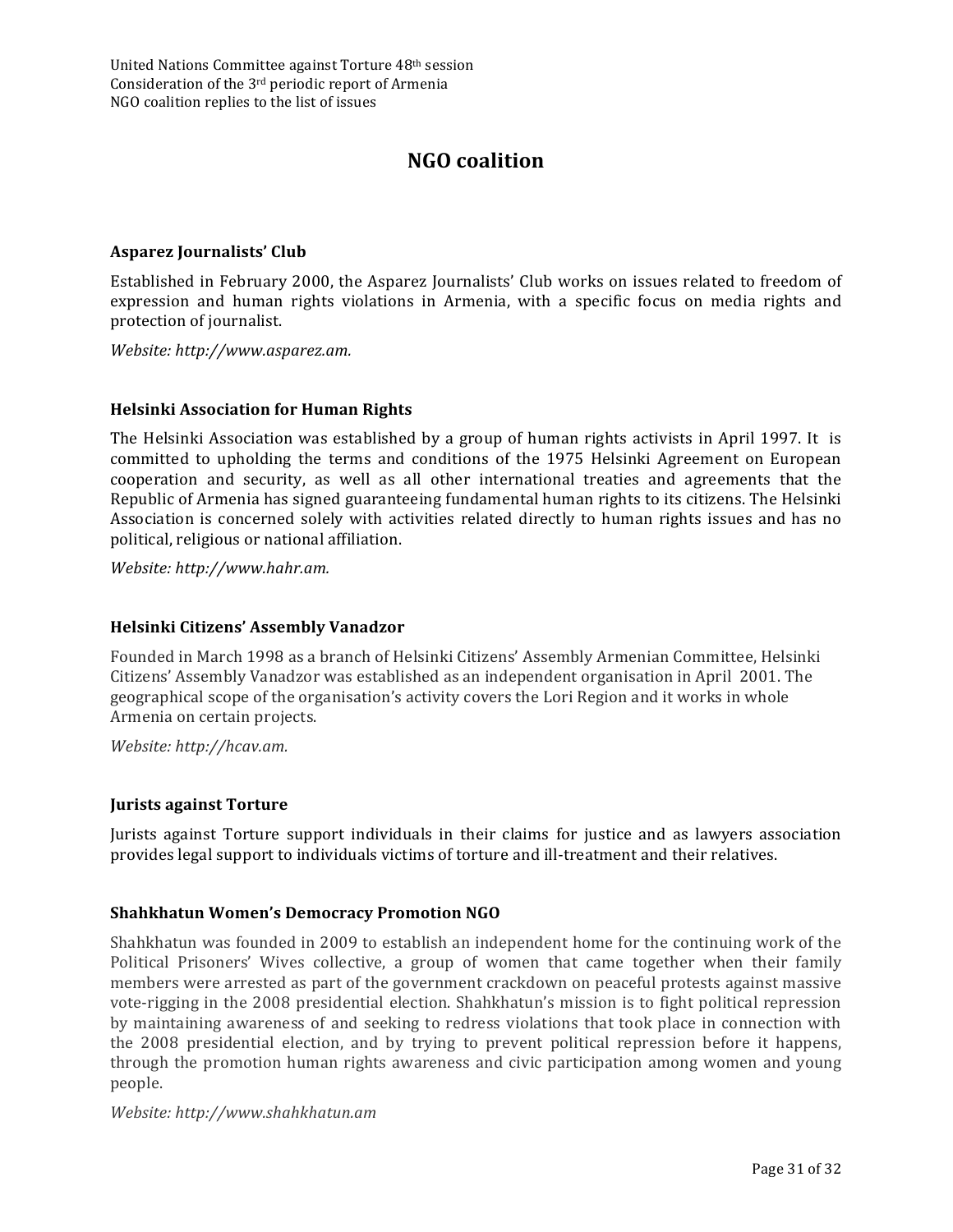# NGO coalition

### Asparez Journalists' Club

Established in February 2000, the Asparez Journalists' Club works on issues related to freedom of expression and human rights violations in Armenia, with a specific focus on media rights and protection of journalist.

*Website: http://www.asparez.am.*

### Helsinki Association for Human Rights

The Helsinki Association was established by a group of human rights activists in April 1997. It is committed to upholding the terms and conditions of the 1975 Helsinki Agreement on European cooperation and security, as well as all other international treaties and agreements that the Republic of Armenia has signed guaranteeing fundamental human rights to its citizens. The Helsinki Association is concerned solely with activities related directly to human rights issues and has no political, religious or national affiliation.

*Website: http://www.hahr.am.*

### Helsinki Citizens' Assembly Vanadzor

Founded in March 1998 as a branch of Helsinki Citizens' Assembly Armenian Committee, Helsinki Citizens' Assembly Vanadzor was established as an independent organisation in April 2001. The geographical scope of the organisation's activity covers the Lori Region and it works in whole Armenia on certain projects.

*Website: http://hcav.am.*

### Jurists against Torture

Jurists against Torture support individuals in their claims for justice and as lawyers association provides legal support to individuals victims of torture and ill-treatment and their relatives.

### Shahkhatun Women's Democracy Promotion NGO

Shahkhatun was founded in 2009 to establish an independent home for the continuing work of the Political Prisoners' Wives collective, a group of women that came together when their family members were arrested as part of the government crackdown on peaceful protests against massive vote-rigging in the 2008 presidential election. Shahkhatun's mission is to fight political repression by maintaining awareness of and seeking to redress violations that took place in connection with the 2008 presidential election, and by trying to prevent political repression before it happens, through the promotion human rights awareness and civic participation among women and young people.

*Website: http://www.shahkhatun.am*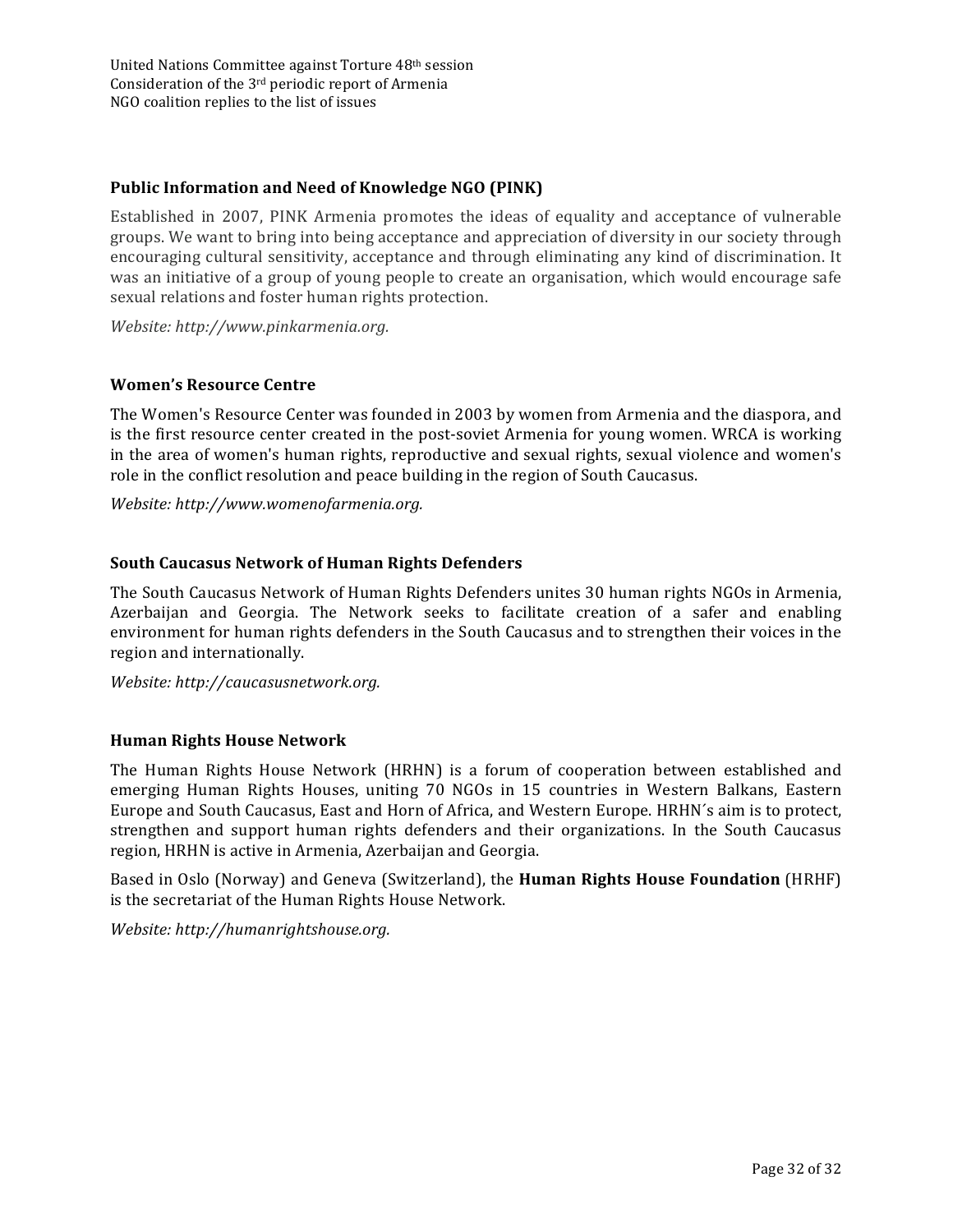### Public Information and Need of Knowledge NGO (PINK)

Established in 2007, PINK Armenia promotes the ideas of equality and acceptance of vulnerable groups. We want to bring into being acceptance and appreciation of diversity in our society through encouraging cultural sensitivity, acceptance and through eliminating any kind of discrimination. It was an initiative of a group of young people to create an organisation, which would encourage safe sexual relations and foster human rights protection.

*Website: http://www.pinkarmenia.org.*

### Women's Resource Centre

The Women's Resource Center was founded in 2003 by women from Armenia and the diaspora, and is the first resource center created in the post-soviet Armenia for young women. WRCA is working in the area of women's human rights, reproductive and sexual rights, sexual violence and women's role in the conflict resolution and peace building in the region of South Caucasus.

*Website: http://www.womenofarmenia.org.*

### South Caucasus Network of Human Rights Defenders

The South Caucasus Network of Human Rights Defenders unites 30 human rights NGOs in Armenia, Azerbaijan and Georgia. The Network seeks to facilitate creation of a safer and enabling environment for human rights defenders in the South Caucasus and to strengthen their voices in the region and internationally.

*Website: http://caucasusnetwork.org.*

### Human Rights House Network

The Human Rights House Network (HRHN) is a forum of cooperation between established and emerging Human Rights Houses, uniting 70 NGOs in 15 countries in Western Balkans, Eastern Europe and South Caucasus, East and Horn of Africa, and Western Europe. HRHN´s aim is to protect, strengthen and support human rights defenders and their organizations. In the South Caucasus region, HRHN is active in Armenia, Azerbaijan and Georgia.

Based in Oslo (Norway) and Geneva (Switzerland), the **Human Rights House Foundation** (HRHF) is the secretariat of the Human Rights House Network.

*Website: http://humanrightshouse.org.*